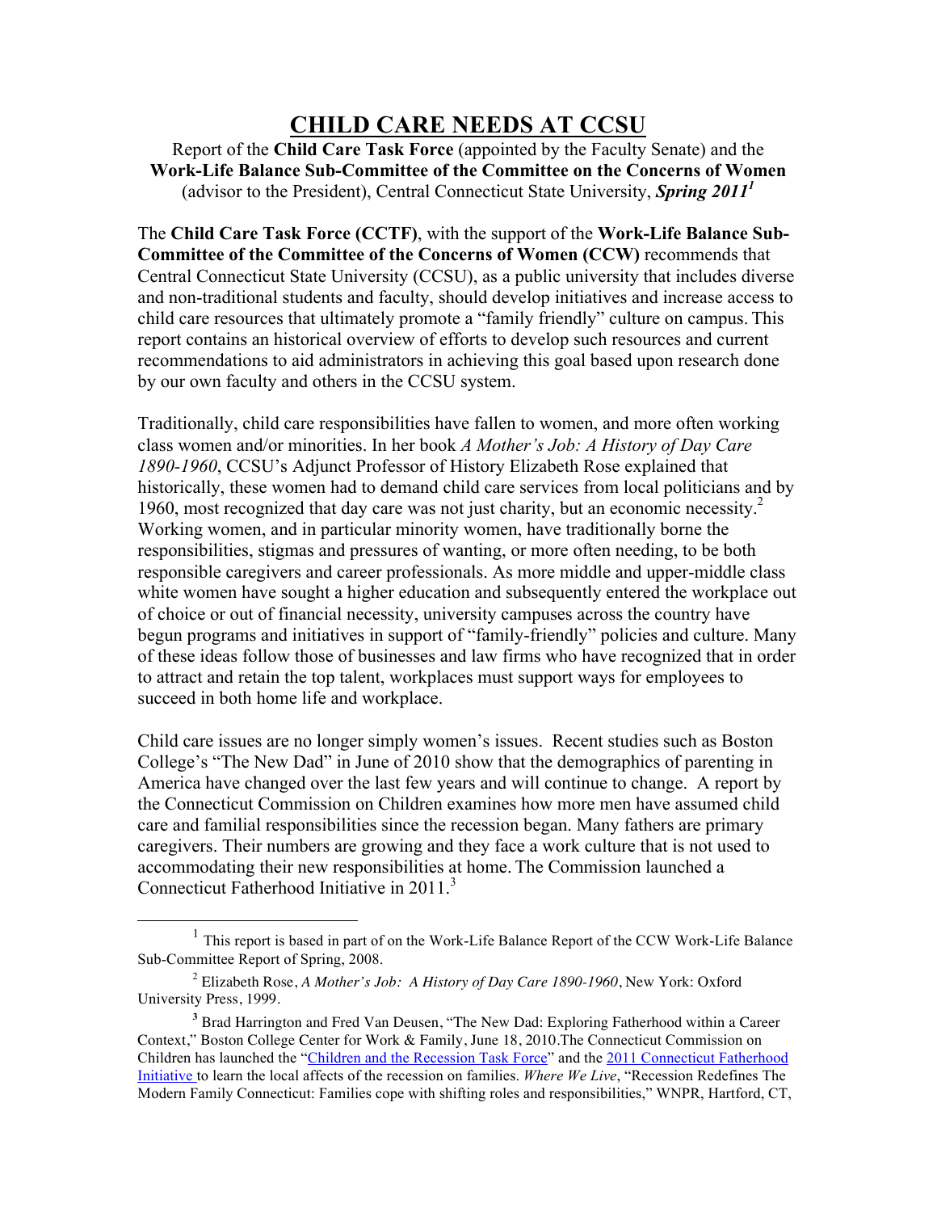# CHILD CARE NEEDS AT CCSU

Report of the **Child Care Task Force** (appointed by the Faculty Senate) and the **Work-Life Balance Sub-Committee of the Committee on the Concerns of Women** (advisor to the President), Central Connecticut State University, ***Spring 2011***[1]

The **Child Care Task Force (CCTF)**, with the support of the **Work-Life Balance Sub-Committee of the Committee of the Concerns of Women (CCW)** recommends that Central Connecticut State University (CCSU), as a public university that includes diverse and non-traditional students and faculty, should develop initiatives and increase access to child care resources that ultimately promote a "family friendly" culture on campus. This report contains an historical overview of efforts to develop such resources and current recommendations to aid administrators in achieving this goal based upon research done by our own faculty and others in the CCSU system.

Traditionally, child care responsibilities have fallen to women, and more often working class women and/or minorities. In her book *A Mother's Job: A History of Day Care 1890-1960*, CCSU's Adjunct Professor of History Elizabeth Rose explained that historically, these women had to demand child care services from local politicians and by 1960, most recognized that day care was not just charity, but an economic necessity.[2] Working women, and in particular minority women, have traditionally borne the responsibilities, stigmas and pressures of wanting, or more often needing, to be both responsible caregivers and career professionals. As more middle and upper-middle class white women have sought a higher education and subsequently entered the workplace out of choice or out of financial necessity, university campuses across the country have begun programs and initiatives in support of "family-friendly" policies and culture. Many of these ideas follow those of businesses and law firms who have recognized that in order to attract and retain the top talent, workplaces must support ways for employees to succeed in both home life and workplace.

Child care issues are no longer simply women's issues. Recent studies such as Boston College's "The New Dad" in June of 2010 show that the demographics of parenting in America have changed over the last few years and will continue to change. A report by the Connecticut Commission on Children examines how more men have assumed child care and familial responsibilities since the recession began. Many fathers are primary caregivers. Their numbers are growing and they face a work culture that is not used to accommodating their new responsibilities at home. The Commission launched a Connecticut Fatherhood Initiative in 2011.[3]

---

[1] This report is based in part of on the Work-Life Balance Report of the CCW Work-Life Balance Sub-Committee Report of Spring, 2008.

[2] Elizabeth Rose, *A Mother's Job: A History of Day Care 1890-1960*, New York: Oxford University Press, 1999.

[3] Brad Harrington and Fred Van Deusen, "The New Dad: Exploring Fatherhood within a Career Context," Boston College Center for Work & Family, June 18, 2010.The Connecticut Commission on Children has launched the "Children and the Recession Task Force" and the 2011 Connecticut Fatherhood Initiative to learn the local affects of the recession on families. *Where We Live*, "Recession Redefines The Modern Family Connecticut: Families cope with shifting roles and responsibilities," WNPR, Hartford, CT,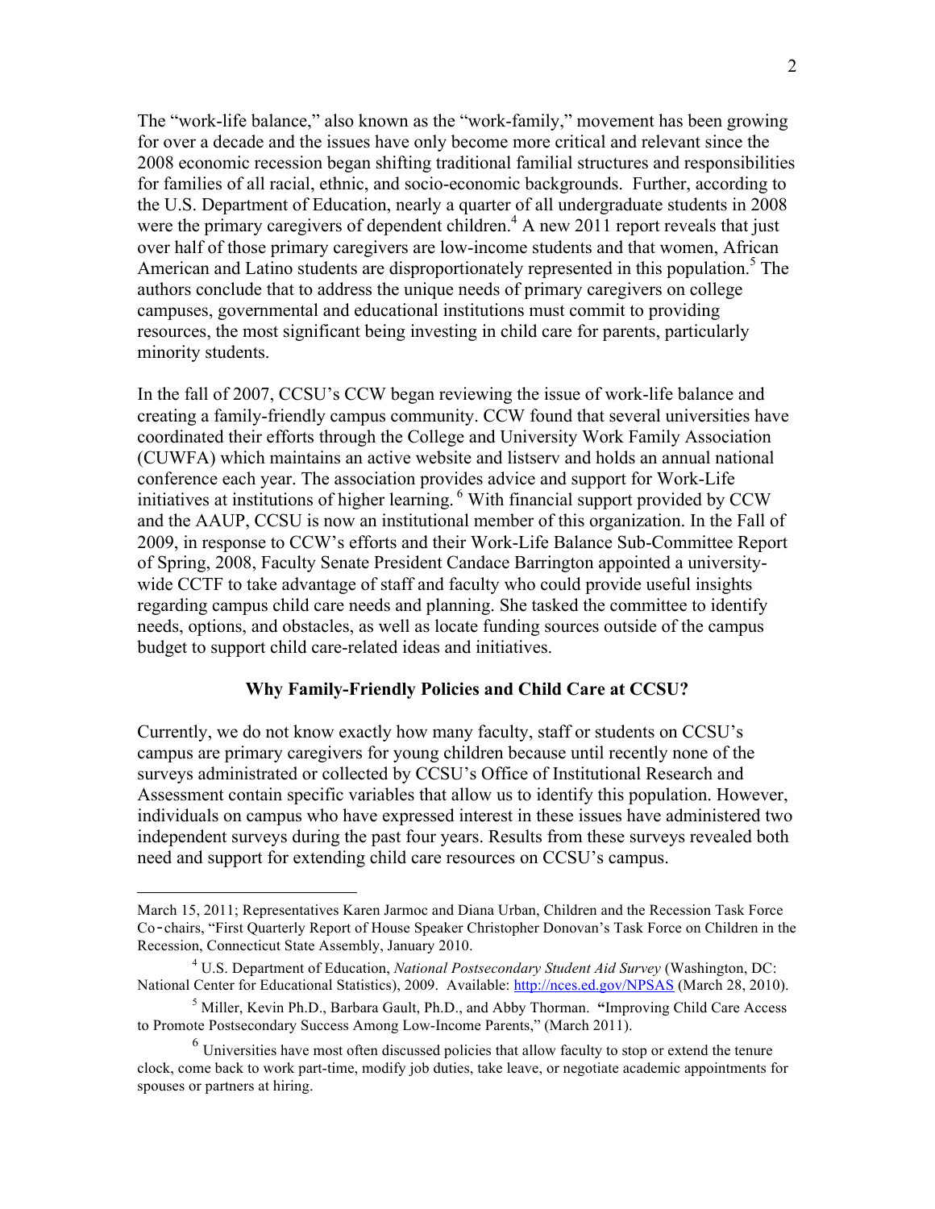The "work-life balance," also known as the "work-family," movement has been growing for over a decade and the issues have only become more critical and relevant since the 2008 economic recession began shifting traditional familial structures and responsibilities for families of all racial, ethnic, and socio-economic backgrounds. Further, according to the U.S. Department of Education, nearly a quarter of all undergraduate students in 2008 were the primary caregivers of dependent children.[4] A new 2011 report reveals that just over half of those primary caregivers are low-income students and that women, African American and Latino students are disproportionately represented in this population.[5] The authors conclude that to address the unique needs of primary caregivers on college campuses, governmental and educational institutions must commit to providing resources, the most significant being investing in child care for parents, particularly minority students.

In the fall of 2007, CCSU's CCW began reviewing the issue of work-life balance and creating a family-friendly campus community. CCW found that several universities have coordinated their efforts through the College and University Work Family Association (CUWFA) which maintains an active website and listserv and holds an annual national conference each year. The association provides advice and support for Work-Life initiatives at institutions of higher learning.[6] With financial support provided by CCW and the AAUP, CCSU is now an institutional member of this organization. In the Fall of 2009, in response to CCW's efforts and their Work-Life Balance Sub-Committee Report of Spring, 2008, Faculty Senate President Candace Barrington appointed a university-wide CCTF to take advantage of staff and faculty who could provide useful insights regarding campus child care needs and planning. She tasked the committee to identify needs, options, and obstacles, as well as locate funding sources outside of the campus budget to support child care-related ideas and initiatives.

**Why Family-Friendly Policies and Child Care at CCSU?**

Currently, we do not know exactly how many faculty, staff or students on CCSU's campus are primary caregivers for young children because until recently none of the surveys administrated or collected by CCSU's Office of Institutional Research and Assessment contain specific variables that allow us to identify this population. However, individuals on campus who have expressed interest in these issues have administered two independent surveys during the past four years. Results from these surveys revealed both need and support for extending child care resources on CCSU's campus.

---

March 15, 2011; Representatives Karen Jarmoc and Diana Urban, Children and the Recession Task Force Co-chairs, "First Quarterly Report of House Speaker Christopher Donovan's Task Force on Children in the Recession, Connecticut State Assembly, January 2010.

[4] U.S. Department of Education, *National Postsecondary Student Aid Survey* (Washington, DC: National Center for Educational Statistics), 2009. Available: http://nces.ed.gov/NPSAS (March 28, 2010).

[5] Miller, Kevin Ph.D., Barbara Gault, Ph.D., and Abby Thorman. **"**Improving Child Care Access to Promote Postsecondary Success Among Low-Income Parents," (March 2011).

[6] Universities have most often discussed policies that allow faculty to stop or extend the tenure clock, come back to work part-time, modify job duties, take leave, or negotiate academic appointments for spouses or partners at hiring.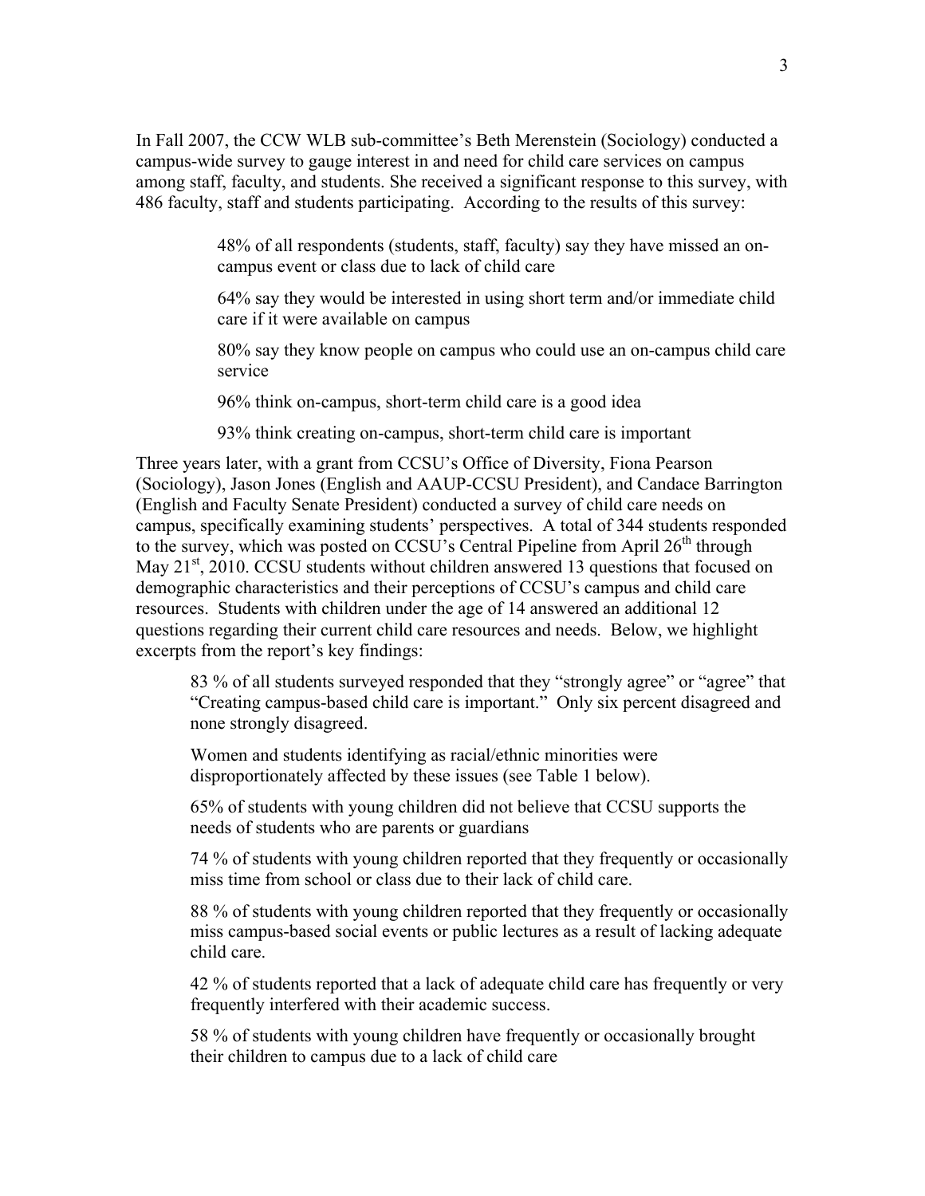In Fall 2007, the CCW WLB sub-committee's Beth Merenstein (Sociology) conducted a campus-wide survey to gauge interest in and need for child care services on campus among staff, faculty, and students. She received a significant response to this survey, with 486 faculty, staff and students participating. According to the results of this survey:

> 48% of all respondents (students, staff, faculty) say they have missed an on-campus event or class due to lack of child care
>
> 64% say they would be interested in using short term and/or immediate child care if it were available on campus
>
> 80% say they know people on campus who could use an on-campus child care service
>
> 96% think on-campus, short-term child care is a good idea
>
> 93% think creating on-campus, short-term child care is important

Three years later, with a grant from CCSU's Office of Diversity, Fiona Pearson (Sociology), Jason Jones (English and AAUP-CCSU President), and Candace Barrington (English and Faculty Senate President) conducted a survey of child care needs on campus, specifically examining students' perspectives. A total of 344 students responded to the survey, which was posted on CCSU's Central Pipeline from April 26th through May 21st, 2010. CCSU students without children answered 13 questions that focused on demographic characteristics and their perceptions of CCSU's campus and child care resources. Students with children under the age of 14 answered an additional 12 questions regarding their current child care resources and needs. Below, we highlight excerpts from the report's key findings:

> 83 % of all students surveyed responded that they "strongly agree" or "agree" that "Creating campus-based child care is important." Only six percent disagreed and none strongly disagreed.
>
> Women and students identifying as racial/ethnic minorities were disproportionately affected by these issues (see Table 1 below).
>
> 65% of students with young children did not believe that CCSU supports the needs of students who are parents or guardians
>
> 74 % of students with young children reported that they frequently or occasionally miss time from school or class due to their lack of child care.
>
> 88 % of students with young children reported that they frequently or occasionally miss campus-based social events or public lectures as a result of lacking adequate child care.
>
> 42 % of students reported that a lack of adequate child care has frequently or very frequently interfered with their academic success.
>
> 58 % of students with young children have frequently or occasionally brought their children to campus due to a lack of child care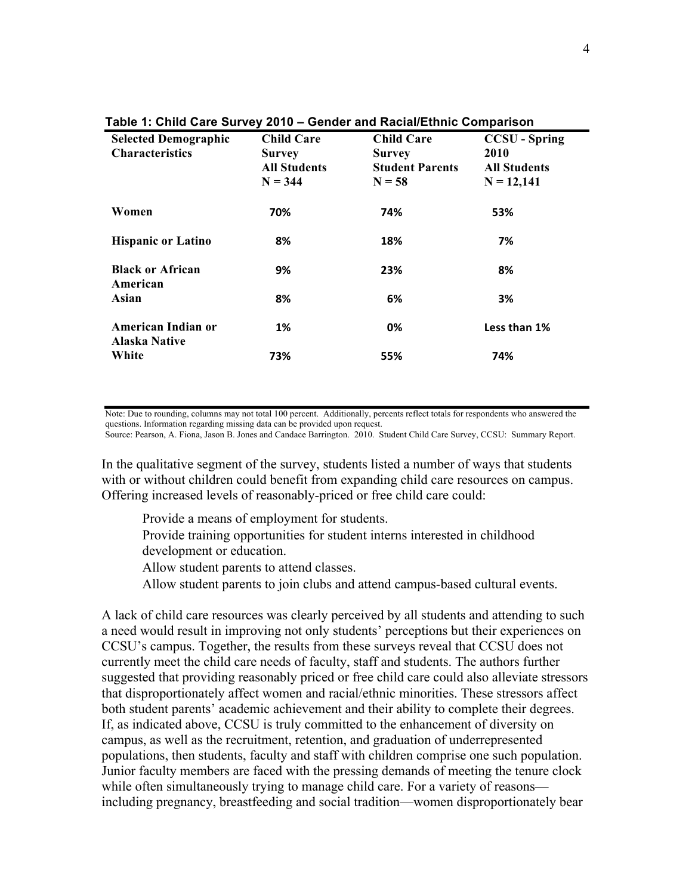**Table 1: Child Care Survey 2010 – Gender and Racial/Ethnic Comparison**

| Selected Demographic Characteristics | Child Care Survey All Students N = 344 | Child Care Survey Student Parents N = 58 | CCSU - Spring 2010 All Students N = 12,141 |
|---|---|---|---|
| **Women** | **70%** | **74%** | **53%** |
| **Hispanic or Latino** | **8%** | **18%** | **7%** |
| **Black or African American** | **9%** | **23%** | **8%** |
| **Asian** | **8%** | **6%** | **3%** |
| **American Indian or Alaska Native** | **1%** | **0%** | **Less than 1%** |
| **White** | **73%** | **55%** | **74%** |

Note: Due to rounding, columns may not total 100 percent. Additionally, percents reflect totals for respondents who answered the questions. Information regarding missing data can be provided upon request.
Source: Pearson, A. Fiona, Jason B. Jones and Candace Barrington. 2010. Student Child Care Survey, CCSU: Summary Report.

In the qualitative segment of the survey, students listed a number of ways that students with or without children could benefit from expanding child care resources on campus. Offering increased levels of reasonably-priced or free child care could:

- Provide a means of employment for students.
- Provide training opportunities for student interns interested in childhood development or education.
- Allow student parents to attend classes.
- Allow student parents to join clubs and attend campus-based cultural events.

A lack of child care resources was clearly perceived by all students and attending to such a need would result in improving not only students' perceptions but their experiences on CCSU's campus. Together, the results from these surveys reveal that CCSU does not currently meet the child care needs of faculty, staff and students. The authors further suggested that providing reasonably priced or free child care could also alleviate stressors that disproportionately affect women and racial/ethnic minorities. These stressors affect both student parents' academic achievement and their ability to complete their degrees. If, as indicated above, CCSU is truly committed to the enhancement of diversity on campus, as well as the recruitment, retention, and graduation of underrepresented populations, then students, faculty and staff with children comprise one such population. Junior faculty members are faced with the pressing demands of meeting the tenure clock while often simultaneously trying to manage child care. For a variety of reasons—including pregnancy, breastfeeding and social tradition—women disproportionately bear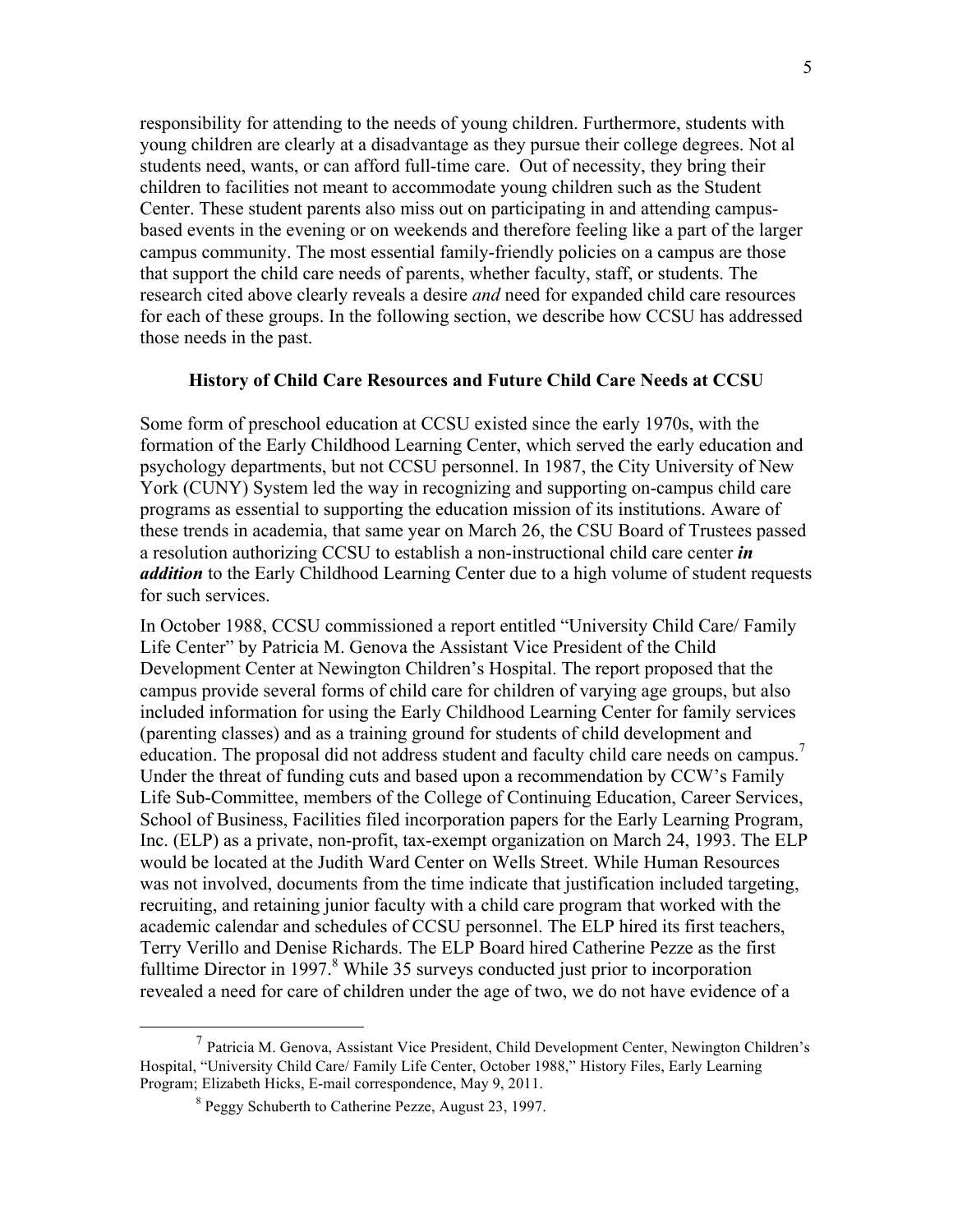responsibility for attending to the needs of young children. Furthermore, students with young children are clearly at a disadvantage as they pursue their college degrees. Not al students need, wants, or can afford full-time care. Out of necessity, they bring their children to facilities not meant to accommodate young children such as the Student Center. These student parents also miss out on participating in and attending campus-based events in the evening or on weekends and therefore feeling like a part of the larger campus community. The most essential family-friendly policies on a campus are those that support the child care needs of parents, whether faculty, staff, or students. The research cited above clearly reveals a desire *and* need for expanded child care resources for each of these groups. In the following section, we describe how CCSU has addressed those needs in the past.

### History of Child Care Resources and Future Child Care Needs at CCSU

Some form of preschool education at CCSU existed since the early 1970s, with the formation of the Early Childhood Learning Center, which served the early education and psychology departments, but not CCSU personnel. In 1987, the City University of New York (CUNY) System led the way in recognizing and supporting on-campus child care programs as essential to supporting the education mission of its institutions. Aware of these trends in academia, that same year on March 26, the CSU Board of Trustees passed a resolution authorizing CCSU to establish a non-instructional child care center ***in addition*** to the Early Childhood Learning Center due to a high volume of student requests for such services.

In October 1988, CCSU commissioned a report entitled "University Child Care/ Family Life Center" by Patricia M. Genova the Assistant Vice President of the Child Development Center at Newington Children's Hospital. The report proposed that the campus provide several forms of child care for children of varying age groups, but also included information for using the Early Childhood Learning Center for family services (parenting classes) and as a training ground for students of child development and education. The proposal did not address student and faculty child care needs on campus.[7] Under the threat of funding cuts and based upon a recommendation by CCW's Family Life Sub-Committee, members of the College of Continuing Education, Career Services, School of Business, Facilities filed incorporation papers for the Early Learning Program, Inc. (ELP) as a private, non-profit, tax-exempt organization on March 24, 1993. The ELP would be located at the Judith Ward Center on Wells Street. While Human Resources was not involved, documents from the time indicate that justification included targeting, recruiting, and retaining junior faculty with a child care program that worked with the academic calendar and schedules of CCSU personnel. The ELP hired its first teachers, Terry Verillo and Denise Richards. The ELP Board hired Catherine Pezze as the first fulltime Director in 1997.[8] While 35 surveys conducted just prior to incorporation revealed a need for care of children under the age of two, we do not have evidence of a

---

[7] Patricia M. Genova, Assistant Vice President, Child Development Center, Newington Children's Hospital, "University Child Care/ Family Life Center, October 1988," History Files, Early Learning Program; Elizabeth Hicks, E-mail correspondence, May 9, 2011.

[8] Peggy Schuberth to Catherine Pezze, August 23, 1997.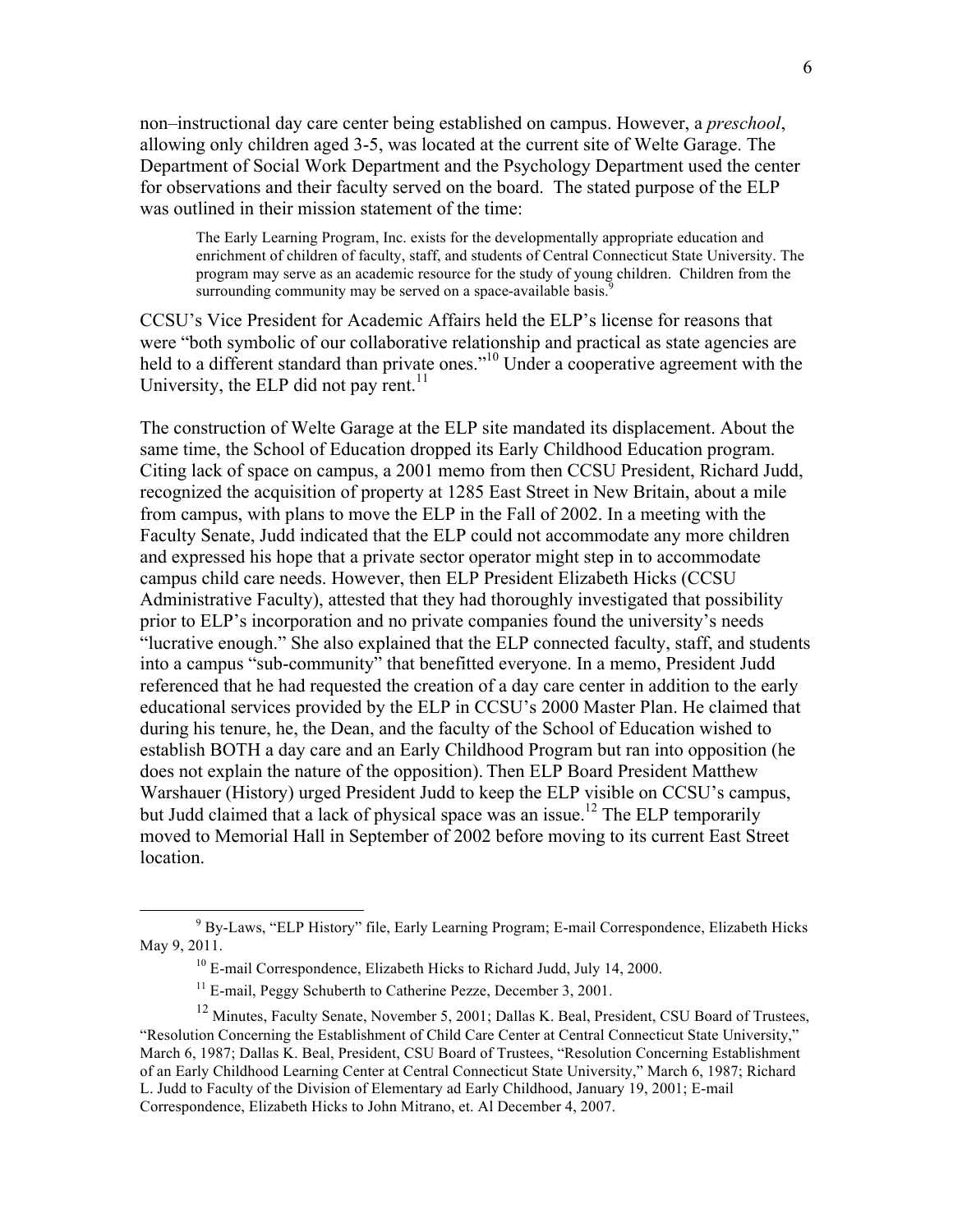non–instructional day care center being established on campus. However, a *preschool*, allowing only children aged 3-5, was located at the current site of Welte Garage. The Department of Social Work Department and the Psychology Department used the center for observations and their faculty served on the board. The stated purpose of the ELP was outlined in their mission statement of the time:

> The Early Learning Program, Inc. exists for the developmentally appropriate education and enrichment of children of faculty, staff, and students of Central Connecticut State University. The program may serve as an academic resource for the study of young children. Children from the surrounding community may be served on a space-available basis.[9]

CCSU's Vice President for Academic Affairs held the ELP's license for reasons that were "both symbolic of our collaborative relationship and practical as state agencies are held to a different standard than private ones."[10] Under a cooperative agreement with the University, the ELP did not pay rent.[11]

The construction of Welte Garage at the ELP site mandated its displacement. About the same time, the School of Education dropped its Early Childhood Education program. Citing lack of space on campus, a 2001 memo from then CCSU President, Richard Judd, recognized the acquisition of property at 1285 East Street in New Britain, about a mile from campus, with plans to move the ELP in the Fall of 2002. In a meeting with the Faculty Senate, Judd indicated that the ELP could not accommodate any more children and expressed his hope that a private sector operator might step in to accommodate campus child care needs. However, then ELP President Elizabeth Hicks (CCSU Administrative Faculty), attested that they had thoroughly investigated that possibility prior to ELP's incorporation and no private companies found the university's needs "lucrative enough." She also explained that the ELP connected faculty, staff, and students into a campus "sub-community" that benefitted everyone. In a memo, President Judd referenced that he had requested the creation of a day care center in addition to the early educational services provided by the ELP in CCSU's 2000 Master Plan. He claimed that during his tenure, he, the Dean, and the faculty of the School of Education wished to establish BOTH a day care and an Early Childhood Program but ran into opposition (he does not explain the nature of the opposition). Then ELP Board President Matthew Warshauer (History) urged President Judd to keep the ELP visible on CCSU's campus, but Judd claimed that a lack of physical space was an issue.[12] The ELP temporarily moved to Memorial Hall in September of 2002 before moving to its current East Street location.

---

[9] By-Laws, "ELP History" file, Early Learning Program; E-mail Correspondence, Elizabeth Hicks May 9, 2011.

[10] E-mail Correspondence, Elizabeth Hicks to Richard Judd, July 14, 2000.

[11] E-mail, Peggy Schuberth to Catherine Pezze, December 3, 2001.

[12] Minutes, Faculty Senate, November 5, 2001; Dallas K. Beal, President, CSU Board of Trustees, "Resolution Concerning the Establishment of Child Care Center at Central Connecticut State University," March 6, 1987; Dallas K. Beal, President, CSU Board of Trustees, "Resolution Concerning Establishment of an Early Childhood Learning Center at Central Connecticut State University," March 6, 1987; Richard L. Judd to Faculty of the Division of Elementary ad Early Childhood, January 19, 2001; E-mail Correspondence, Elizabeth Hicks to John Mitrano, et. Al December 4, 2007.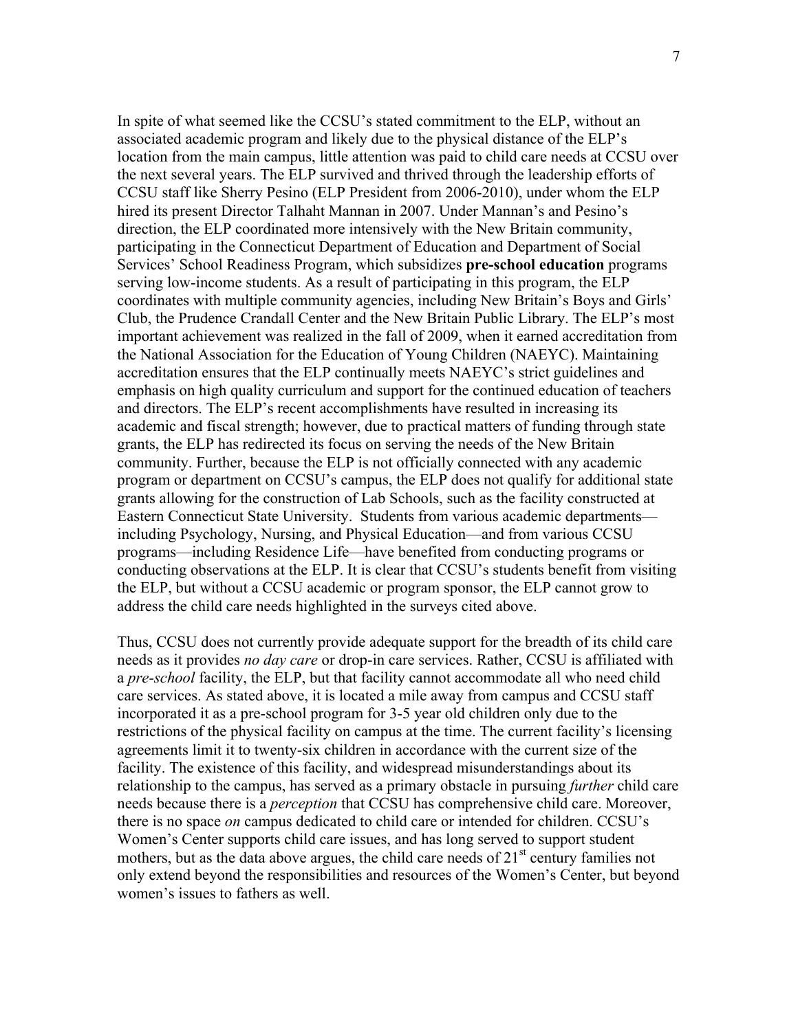In spite of what seemed like the CCSU's stated commitment to the ELP, without an associated academic program and likely due to the physical distance of the ELP's location from the main campus, little attention was paid to child care needs at CCSU over the next several years. The ELP survived and thrived through the leadership efforts of CCSU staff like Sherry Pesino (ELP President from 2006-2010), under whom the ELP hired its present Director Talhaht Mannan in 2007. Under Mannan's and Pesino's direction, the ELP coordinated more intensively with the New Britain community, participating in the Connecticut Department of Education and Department of Social Services' School Readiness Program, which subsidizes **pre-school education** programs serving low-income students. As a result of participating in this program, the ELP coordinates with multiple community agencies, including New Britain's Boys and Girls' Club, the Prudence Crandall Center and the New Britain Public Library. The ELP's most important achievement was realized in the fall of 2009, when it earned accreditation from the National Association for the Education of Young Children (NAEYC). Maintaining accreditation ensures that the ELP continually meets NAEYC's strict guidelines and emphasis on high quality curriculum and support for the continued education of teachers and directors. The ELP's recent accomplishments have resulted in increasing its academic and fiscal strength; however, due to practical matters of funding through state grants, the ELP has redirected its focus on serving the needs of the New Britain community. Further, because the ELP is not officially connected with any academic program or department on CCSU's campus, the ELP does not qualify for additional state grants allowing for the construction of Lab Schools, such as the facility constructed at Eastern Connecticut State University. Students from various academic departments—including Psychology, Nursing, and Physical Education—and from various CCSU programs—including Residence Life—have benefited from conducting programs or conducting observations at the ELP. It is clear that CCSU's students benefit from visiting the ELP, but without a CCSU academic or program sponsor, the ELP cannot grow to address the child care needs highlighted in the surveys cited above.

Thus, CCSU does not currently provide adequate support for the breadth of its child care needs as it provides *no day care* or drop-in care services. Rather, CCSU is affiliated with a *pre-school* facility, the ELP, but that facility cannot accommodate all who need child care services. As stated above, it is located a mile away from campus and CCSU staff incorporated it as a pre-school program for 3-5 year old children only due to the restrictions of the physical facility on campus at the time. The current facility's licensing agreements limit it to twenty-six children in accordance with the current size of the facility. The existence of this facility, and widespread misunderstandings about its relationship to the campus, has served as a primary obstacle in pursuing *further* child care needs because there is a *perception* that CCSU has comprehensive child care. Moreover, there is no space *on* campus dedicated to child care or intended for children. CCSU's Women's Center supports child care issues, and has long served to support student mothers, but as the data above argues, the child care needs of 21st century families not only extend beyond the responsibilities and resources of the Women's Center, but beyond women's issues to fathers as well.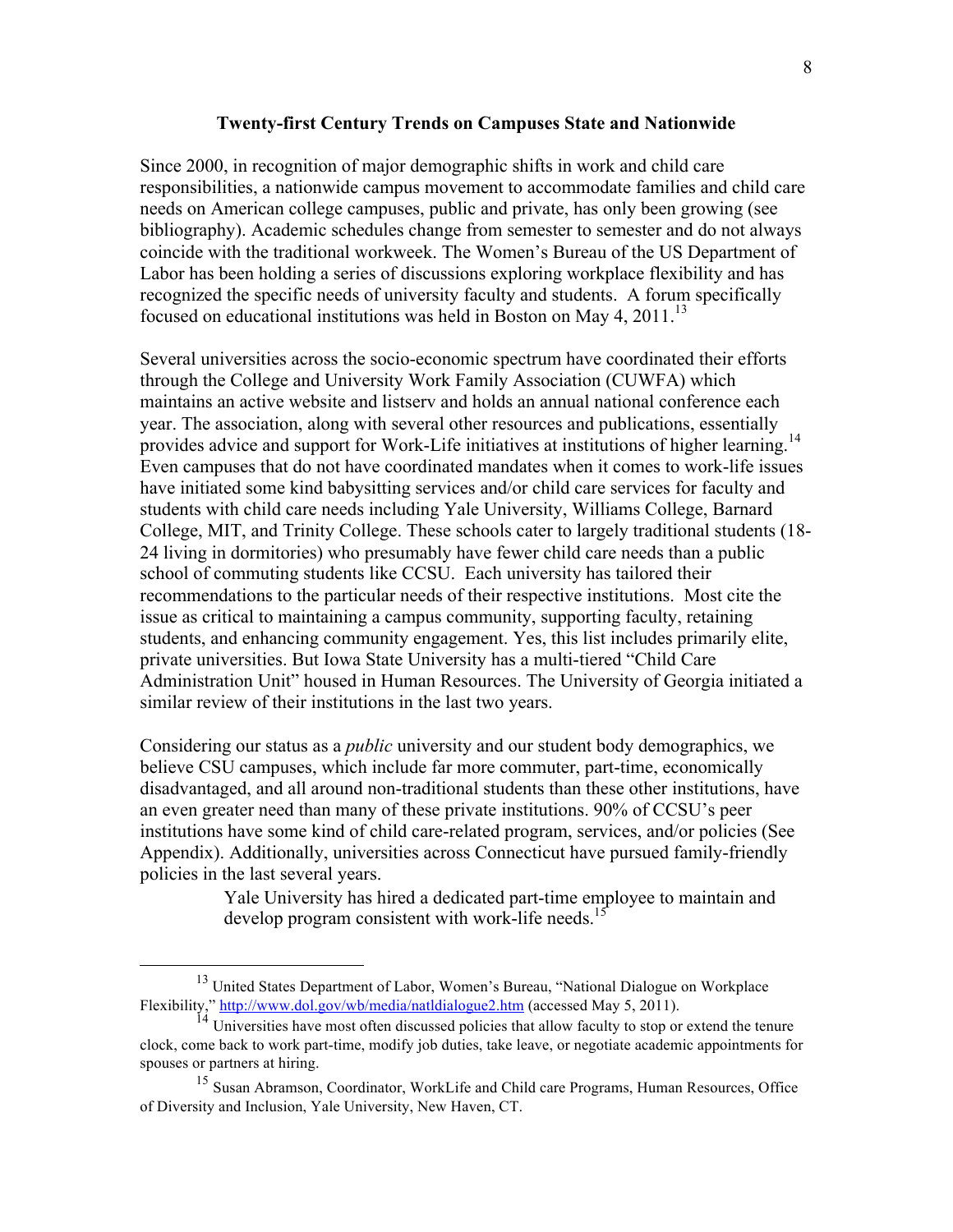## Twenty-first Century Trends on Campuses State and Nationwide

Since 2000, in recognition of major demographic shifts in work and child care responsibilities, a nationwide campus movement to accommodate families and child care needs on American college campuses, public and private, has only been growing (see bibliography). Academic schedules change from semester to semester and do not always coincide with the traditional workweek. The Women's Bureau of the US Department of Labor has been holding a series of discussions exploring workplace flexibility and has recognized the specific needs of university faculty and students. A forum specifically focused on educational institutions was held in Boston on May 4, 2011.[13]

Several universities across the socio-economic spectrum have coordinated their efforts through the College and University Work Family Association (CUWFA) which maintains an active website and listserv and holds an annual national conference each year. The association, along with several other resources and publications, essentially provides advice and support for Work-Life initiatives at institutions of higher learning.[14] Even campuses that do not have coordinated mandates when it comes to work-life issues have initiated some kind babysitting services and/or child care services for faculty and students with child care needs including Yale University, Williams College, Barnard College, MIT, and Trinity College. These schools cater to largely traditional students (18-24 living in dormitories) who presumably have fewer child care needs than a public school of commuting students like CCSU. Each university has tailored their recommendations to the particular needs of their respective institutions. Most cite the issue as critical to maintaining a campus community, supporting faculty, retaining students, and enhancing community engagement. Yes, this list includes primarily elite, private universities. But Iowa State University has a multi-tiered "Child Care Administration Unit" housed in Human Resources. The University of Georgia initiated a similar review of their institutions in the last two years.

Considering our status as a *public* university and our student body demographics, we believe CSU campuses, which include far more commuter, part-time, economically disadvantaged, and all around non-traditional students than these other institutions, have an even greater need than many of these private institutions. 90% of CCSU's peer institutions have some kind of child care-related program, services, and/or policies (See Appendix). Additionally, universities across Connecticut have pursued family-friendly policies in the last several years.

> Yale University has hired a dedicated part-time employee to maintain and develop program consistent with work-life needs.[15]

---

[13] United States Department of Labor, Women's Bureau, "National Dialogue on Workplace Flexibility," http://www.dol.gov/wb/media/natldialogue2.htm (accessed May 5, 2011).

[14] Universities have most often discussed policies that allow faculty to stop or extend the tenure clock, come back to work part-time, modify job duties, take leave, or negotiate academic appointments for spouses or partners at hiring.

[15] Susan Abramson, Coordinator, WorkLife and Child care Programs, Human Resources, Office of Diversity and Inclusion, Yale University, New Haven, CT.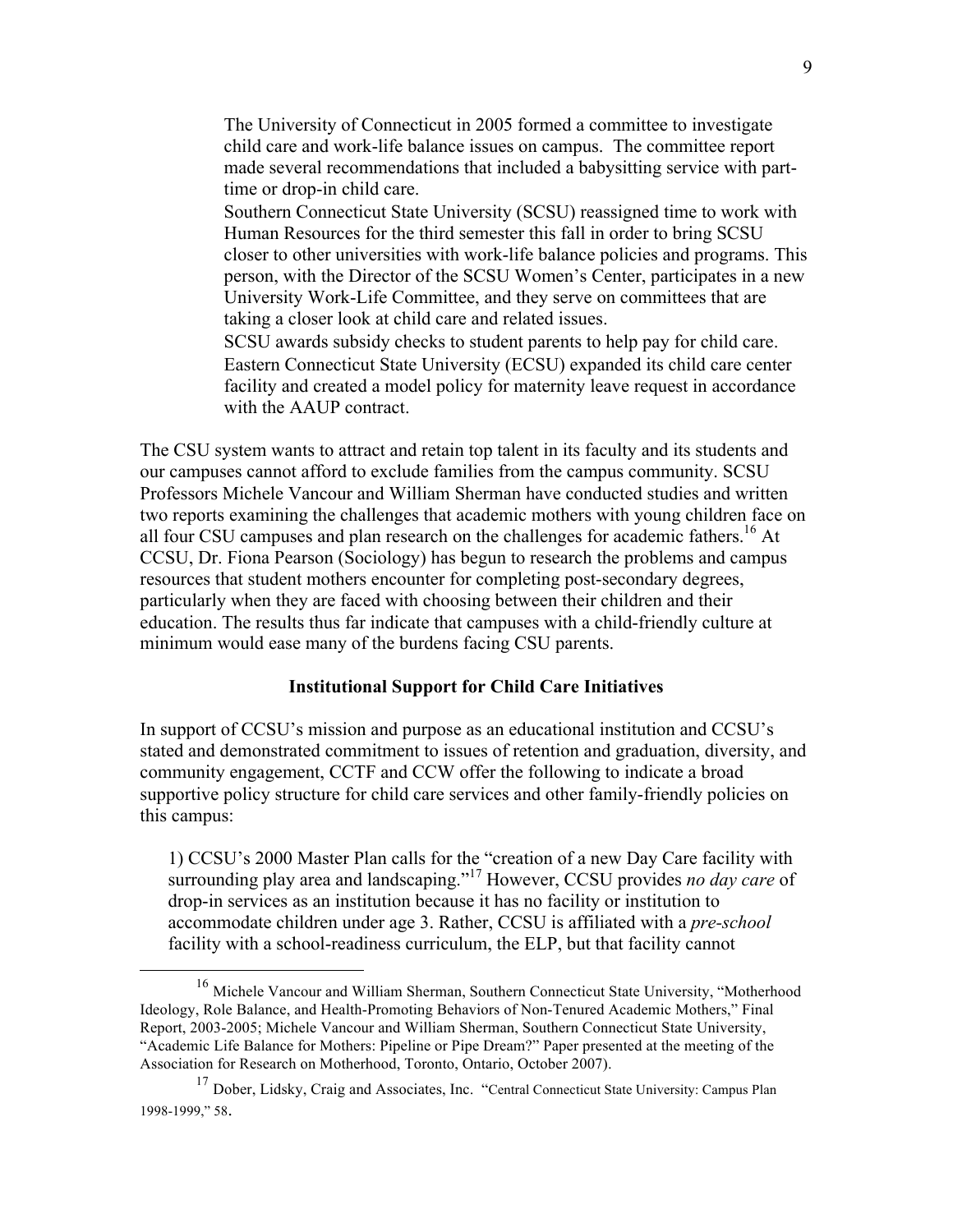The University of Connecticut in 2005 formed a committee to investigate child care and work-life balance issues on campus. The committee report made several recommendations that included a babysitting service with part-time or drop-in child care.

Southern Connecticut State University (SCSU) reassigned time to work with Human Resources for the third semester this fall in order to bring SCSU closer to other universities with work-life balance policies and programs. This person, with the Director of the SCSU Women's Center, participates in a new University Work-Life Committee, and they serve on committees that are taking a closer look at child care and related issues.

SCSU awards subsidy checks to student parents to help pay for child care.

Eastern Connecticut State University (ECSU) expanded its child care center facility and created a model policy for maternity leave request in accordance with the AAUP contract.

The CSU system wants to attract and retain top talent in its faculty and its students and our campuses cannot afford to exclude families from the campus community. SCSU Professors Michele Vancour and William Sherman have conducted studies and written two reports examining the challenges that academic mothers with young children face on all four CSU campuses and plan research on the challenges for academic fathers.[16] At CCSU, Dr. Fiona Pearson (Sociology) has begun to research the problems and campus resources that student mothers encounter for completing post-secondary degrees, particularly when they are faced with choosing between their children and their education. The results thus far indicate that campuses with a child-friendly culture at minimum would ease many of the burdens facing CSU parents.

## Institutional Support for Child Care Initiatives

In support of CCSU's mission and purpose as an educational institution and CCSU's stated and demonstrated commitment to issues of retention and graduation, diversity, and community engagement, CCTF and CCW offer the following to indicate a broad supportive policy structure for child care services and other family-friendly policies on this campus:

1) CCSU's 2000 Master Plan calls for the "creation of a new Day Care facility with surrounding play area and landscaping."[17] However, CCSU provides *no day care* of drop-in services as an institution because it has no facility or institution to accommodate children under age 3. Rather, CCSU is affiliated with a *pre-school* facility with a school-readiness curriculum, the ELP, but that facility cannot

[16] Michele Vancour and William Sherman, Southern Connecticut State University, "Motherhood Ideology, Role Balance, and Health-Promoting Behaviors of Non-Tenured Academic Mothers," Final Report, 2003-2005; Michele Vancour and William Sherman, Southern Connecticut State University, "Academic Life Balance for Mothers: Pipeline or Pipe Dream?" Paper presented at the meeting of the Association for Research on Motherhood, Toronto, Ontario, October 2007).

[17] Dober, Lidsky, Craig and Associates, Inc. "Central Connecticut State University: Campus Plan 1998-1999," 58.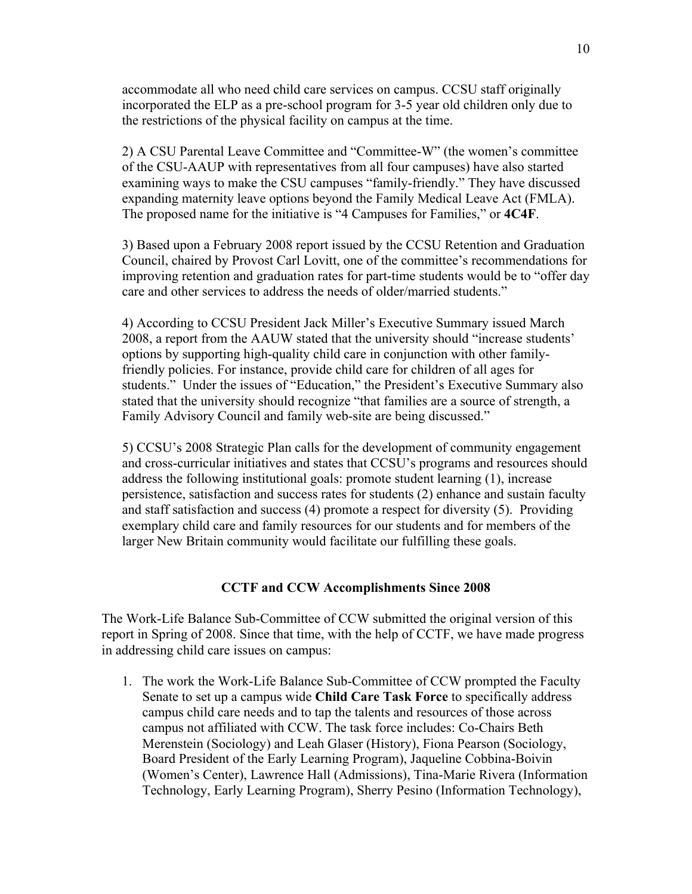accommodate all who need child care services on campus. CCSU staff originally incorporated the ELP as a pre-school program for 3-5 year old children only due to the restrictions of the physical facility on campus at the time.

2) A CSU Parental Leave Committee and "Committee-W" (the women's committee of the CSU-AAUP with representatives from all four campuses) have also started examining ways to make the CSU campuses "family-friendly." They have discussed expanding maternity leave options beyond the Family Medical Leave Act (FMLA). The proposed name for the initiative is "4 Campuses for Families," or **4C4F**.

3) Based upon a February 2008 report issued by the CCSU Retention and Graduation Council, chaired by Provost Carl Lovitt, one of the committee's recommendations for improving retention and graduation rates for part-time students would be to "offer day care and other services to address the needs of older/married students."

4) According to CCSU President Jack Miller's Executive Summary issued March 2008, a report from the AAUW stated that the university should "increase students' options by supporting high-quality child care in conjunction with other family-friendly policies. For instance, provide child care for children of all ages for students." Under the issues of "Education," the President's Executive Summary also stated that the university should recognize "that families are a source of strength, a Family Advisory Council and family web-site are being discussed."

5) CCSU's 2008 Strategic Plan calls for the development of community engagement and cross-curricular initiatives and states that CCSU's programs and resources should address the following institutional goals: promote student learning (1), increase persistence, satisfaction and success rates for students (2) enhance and sustain faculty and staff satisfaction and success (4) promote a respect for diversity (5). Providing exemplary child care and family resources for our students and for members of the larger New Britain community would facilitate our fulfilling these goals.

### CCTF and CCW Accomplishments Since 2008

The Work-Life Balance Sub-Committee of CCW submitted the original version of this report in Spring of 2008. Since that time, with the help of CCTF, we have made progress in addressing child care issues on campus:

1. The work the Work-Life Balance Sub-Committee of CCW prompted the Faculty Senate to set up a campus wide **Child Care Task Force** to specifically address campus child care needs and to tap the talents and resources of those across campus not affiliated with CCW. The task force includes: Co-Chairs Beth Merenstein (Sociology) and Leah Glaser (History), Fiona Pearson (Sociology, Board President of the Early Learning Program), Jaqueline Cobbina-Boivin (Women's Center), Lawrence Hall (Admissions), Tina-Marie Rivera (Information Technology, Early Learning Program), Sherry Pesino (Information Technology),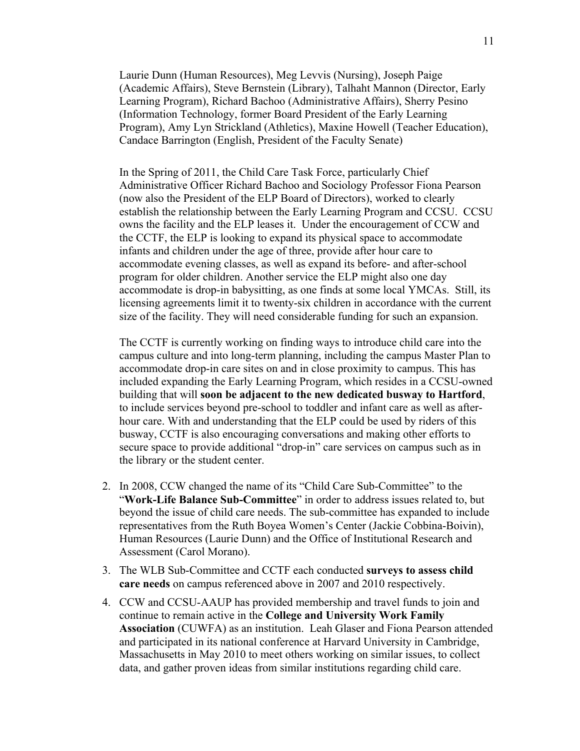Laurie Dunn (Human Resources), Meg Levvis (Nursing), Joseph Paige (Academic Affairs), Steve Bernstein (Library), Talhaht Mannon (Director, Early Learning Program), Richard Bachoo (Administrative Affairs), Sherry Pesino (Information Technology, former Board President of the Early Learning Program), Amy Lyn Strickland (Athletics), Maxine Howell (Teacher Education), Candace Barrington (English, President of the Faculty Senate)

In the Spring of 2011, the Child Care Task Force, particularly Chief Administrative Officer Richard Bachoo and Sociology Professor Fiona Pearson (now also the President of the ELP Board of Directors), worked to clearly establish the relationship between the Early Learning Program and CCSU. CCSU owns the facility and the ELP leases it. Under the encouragement of CCW and the CCTF, the ELP is looking to expand its physical space to accommodate infants and children under the age of three, provide after hour care to accommodate evening classes, as well as expand its before- and after-school program for older children. Another service the ELP might also one day accommodate is drop-in babysitting, as one finds at some local YMCAs. Still, its licensing agreements limit it to twenty-six children in accordance with the current size of the facility. They will need considerable funding for such an expansion.

The CCTF is currently working on finding ways to introduce child care into the campus culture and into long-term planning, including the campus Master Plan to accommodate drop-in care sites on and in close proximity to campus. This has included expanding the Early Learning Program, which resides in a CCSU-owned building that will **soon be adjacent to the new dedicated busway to Hartford**, to include services beyond pre-school to toddler and infant care as well as after-hour care. With and understanding that the ELP could be used by riders of this busway, CCTF is also encouraging conversations and making other efforts to secure space to provide additional "drop-in" care services on campus such as in the library or the student center.

2. In 2008, CCW changed the name of its "Child Care Sub-Committee" to the "**Work-Life Balance Sub-Committee**" in order to address issues related to, but beyond the issue of child care needs. The sub-committee has expanded to include representatives from the Ruth Boyea Women's Center (Jackie Cobbina-Boivin), Human Resources (Laurie Dunn) and the Office of Institutional Research and Assessment (Carol Morano).
3. The WLB Sub-Committee and CCTF each conducted **surveys to assess child care needs** on campus referenced above in 2007 and 2010 respectively.
4. CCW and CCSU-AAUP has provided membership and travel funds to join and continue to remain active in the **College and University Work Family Association** (CUWFA) as an institution. Leah Glaser and Fiona Pearson attended and participated in its national conference at Harvard University in Cambridge, Massachusetts in May 2010 to meet others working on similar issues, to collect data, and gather proven ideas from similar institutions regarding child care.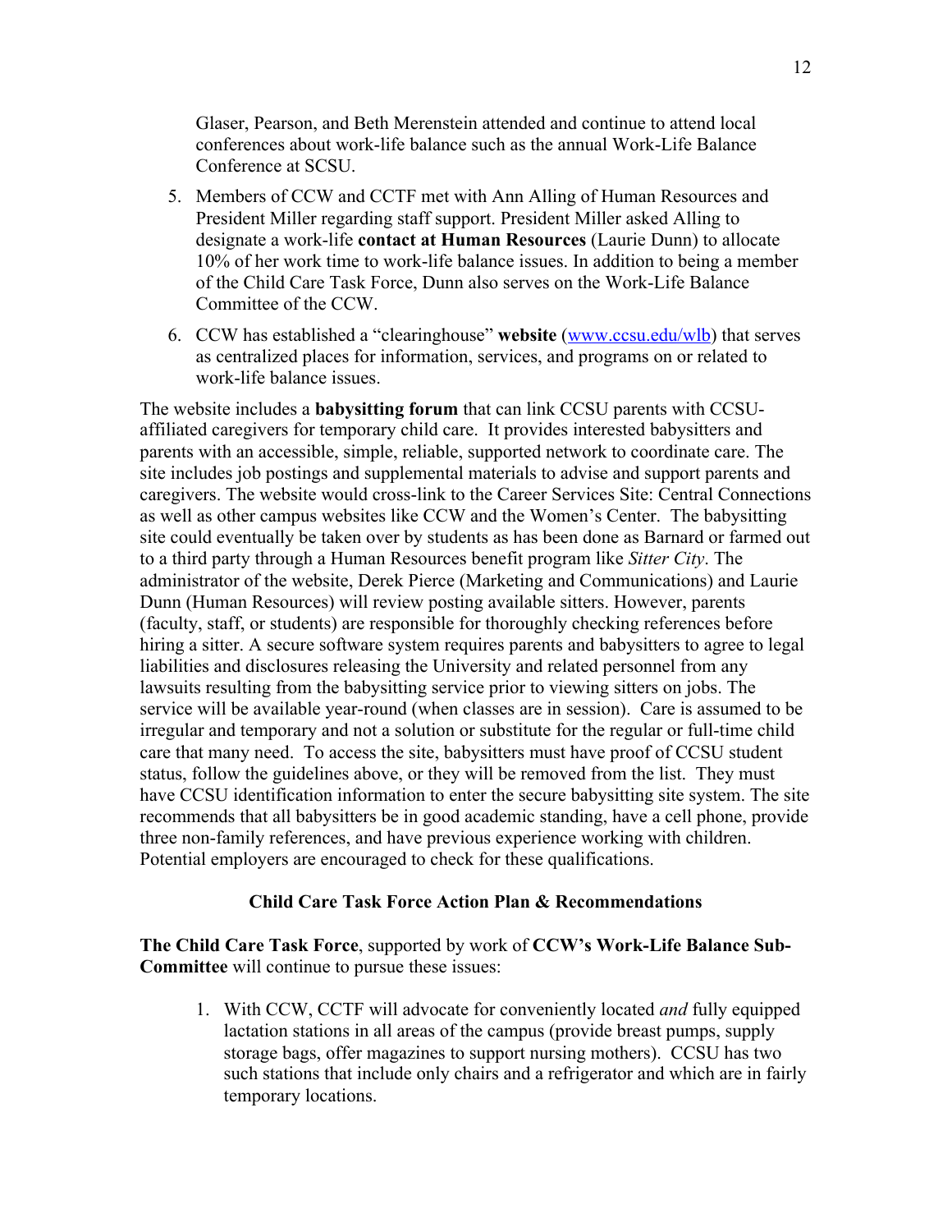Glaser, Pearson, and Beth Merenstein attended and continue to attend local conferences about work-life balance such as the annual Work-Life Balance Conference at SCSU.

5. Members of CCW and CCTF met with Ann Alling of Human Resources and President Miller regarding staff support. President Miller asked Alling to designate a work-life **contact at Human Resources** (Laurie Dunn) to allocate 10% of her work time to work-life balance issues. In addition to being a member of the Child Care Task Force, Dunn also serves on the Work-Life Balance Committee of the CCW.
6. CCW has established a "clearinghouse" **website** (www.ccsu.edu/wlb) that serves as centralized places for information, services, and programs on or related to work-life balance issues.

The website includes a **babysitting forum** that can link CCSU parents with CCSU-affiliated caregivers for temporary child care. It provides interested babysitters and parents with an accessible, simple, reliable, supported network to coordinate care. The site includes job postings and supplemental materials to advise and support parents and caregivers. The website would cross-link to the Career Services Site: Central Connections as well as other campus websites like CCW and the Women's Center. The babysitting site could eventually be taken over by students as has been done as Barnard or farmed out to a third party through a Human Resources benefit program like *Sitter City*. The administrator of the website, Derek Pierce (Marketing and Communications) and Laurie Dunn (Human Resources) will review posting available sitters. However, parents (faculty, staff, or students) are responsible for thoroughly checking references before hiring a sitter. A secure software system requires parents and babysitters to agree to legal liabilities and disclosures releasing the University and related personnel from any lawsuits resulting from the babysitting service prior to viewing sitters on jobs. The service will be available year-round (when classes are in session). Care is assumed to be irregular and temporary and not a solution or substitute for the regular or full-time child care that many need. To access the site, babysitters must have proof of CCSU student status, follow the guidelines above, or they will be removed from the list. They must have CCSU identification information to enter the secure babysitting site system. The site recommends that all babysitters be in good academic standing, have a cell phone, provide three non-family references, and have previous experience working with children. Potential employers are encouraged to check for these qualifications.

## Child Care Task Force Action Plan & Recommendations

**The Child Care Task Force**, supported by work of **CCW's Work-Life Balance Sub-Committee** will continue to pursue these issues:

1. With CCW, CCTF will advocate for conveniently located *and* fully equipped lactation stations in all areas of the campus (provide breast pumps, supply storage bags, offer magazines to support nursing mothers). CCSU has two such stations that include only chairs and a refrigerator and which are in fairly temporary locations.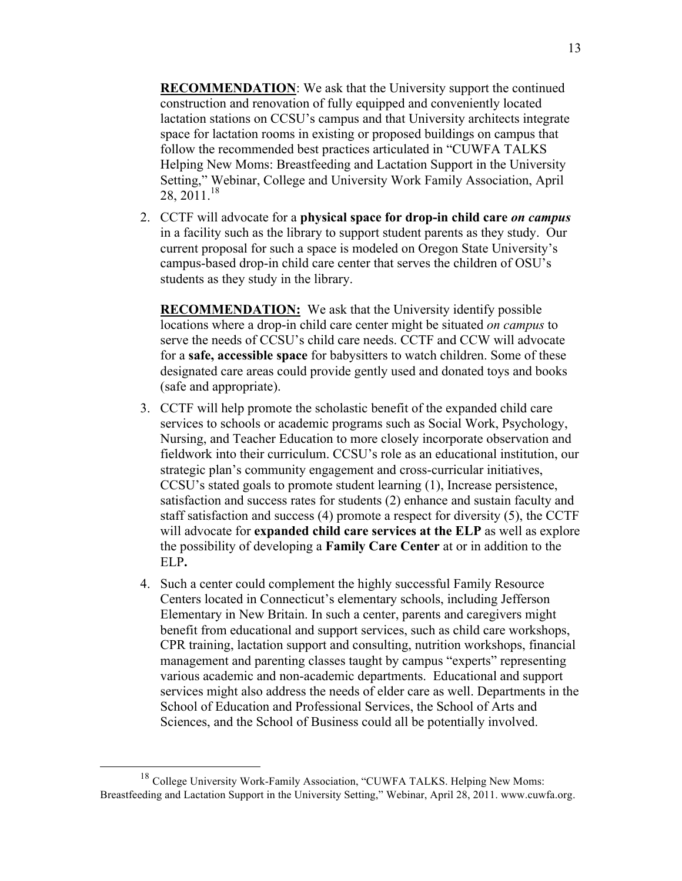**RECOMMENDATION**: We ask that the University support the continued construction and renovation of fully equipped and conveniently located lactation stations on CCSU's campus and that University architects integrate space for lactation rooms in existing or proposed buildings on campus that follow the recommended best practices articulated in "CUWFA TALKS Helping New Moms: Breastfeeding and Lactation Support in the University Setting," Webinar, College and University Work Family Association, April 28, 2011.[18]

2. CCTF will advocate for a **physical space for drop-in child care *on campus*** in a facility such as the library to support student parents as they study. Our current proposal for such a space is modeled on Oregon State University's campus-based drop-in child care center that serves the children of OSU's students as they study in the library.

   **RECOMMENDATION:** We ask that the University identify possible locations where a drop-in child care center might be situated *on campus* to serve the needs of CCSU's child care needs. CCTF and CCW will advocate for a **safe, accessible space** for babysitters to watch children. Some of these designated care areas could provide gently used and donated toys and books (safe and appropriate).

3. CCTF will help promote the scholastic benefit of the expanded child care services to schools or academic programs such as Social Work, Psychology, Nursing, and Teacher Education to more closely incorporate observation and fieldwork into their curriculum. CCSU's role as an educational institution, our strategic plan's community engagement and cross-curricular initiatives, CCSU's stated goals to promote student learning (1), Increase persistence, satisfaction and success rates for students (2) enhance and sustain faculty and staff satisfaction and success (4) promote a respect for diversity (5), the CCTF will advocate for **expanded child care services at the ELP** as well as explore the possibility of developing a **Family Care Center** at or in addition to the ELP**.**

4. Such a center could complement the highly successful Family Resource Centers located in Connecticut's elementary schools, including Jefferson Elementary in New Britain. In such a center, parents and caregivers might benefit from educational and support services, such as child care workshops, CPR training, lactation support and consulting, nutrition workshops, financial management and parenting classes taught by campus "experts" representing various academic and non-academic departments. Educational and support services might also address the needs of elder care as well. Departments in the School of Education and Professional Services, the School of Arts and Sciences, and the School of Business could all be potentially involved.

---

[18] College University Work-Family Association, "CUWFA TALKS. Helping New Moms: Breastfeeding and Lactation Support in the University Setting," Webinar, April 28, 2011. www.cuwfa.org.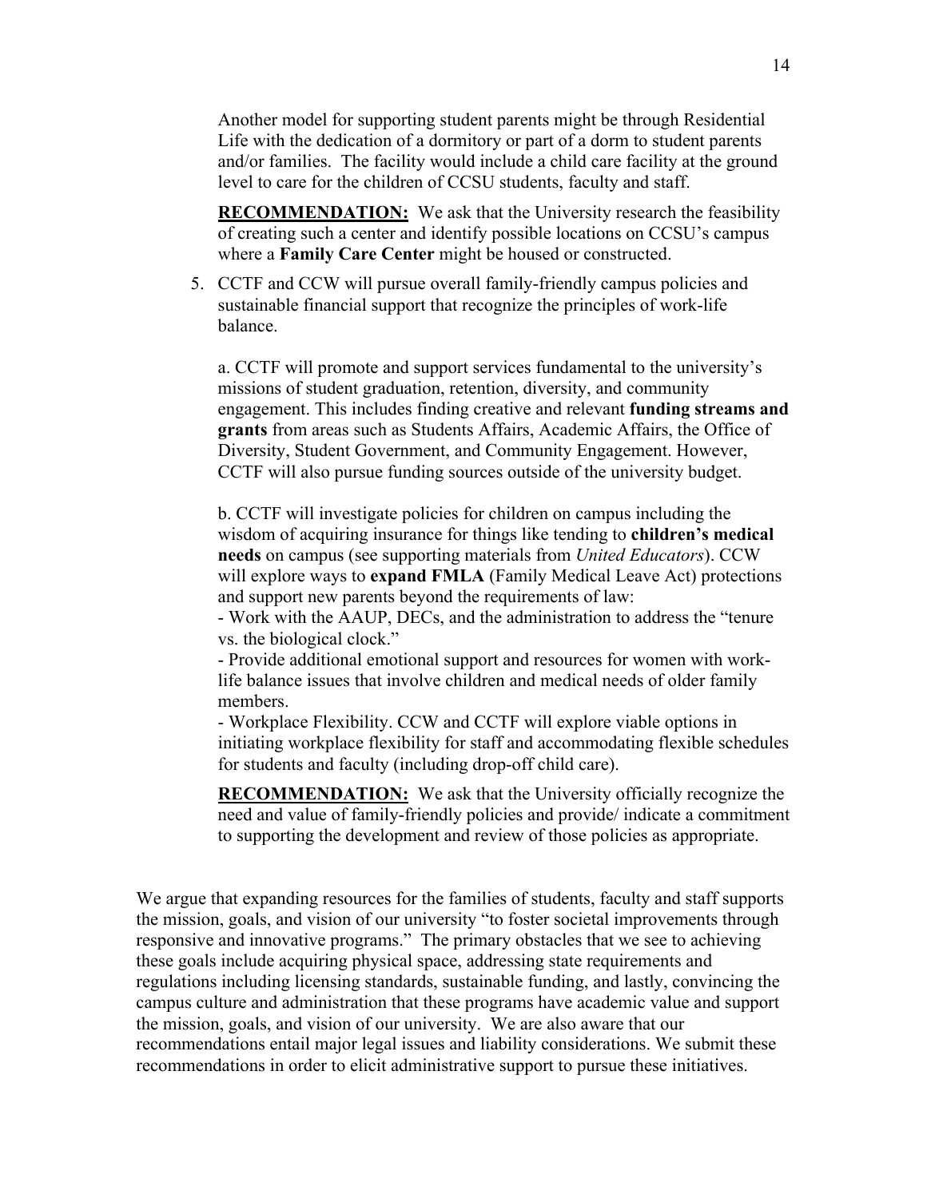Another model for supporting student parents might be through Residential Life with the dedication of a dormitory or part of a dorm to student parents and/or families. The facility would include a child care facility at the ground level to care for the children of CCSU students, faculty and staff.

**RECOMMENDATION:** We ask that the University research the feasibility of creating such a center and identify possible locations on CCSU's campus where a **Family Care Center** might be housed or constructed.

5. CCTF and CCW will pursue overall family-friendly campus policies and sustainable financial support that recognize the principles of work-life balance.

   a. CCTF will promote and support services fundamental to the university's missions of student graduation, retention, diversity, and community engagement. This includes finding creative and relevant **funding streams and grants** from areas such as Students Affairs, Academic Affairs, the Office of Diversity, Student Government, and Community Engagement. However, CCTF will also pursue funding sources outside of the university budget.

   b. CCTF will investigate policies for children on campus including the wisdom of acquiring insurance for things like tending to **children's medical needs** on campus (see supporting materials from *United Educators*). CCW will explore ways to **expand FMLA** (Family Medical Leave Act) protections and support new parents beyond the requirements of law:
   - Work with the AAUP, DECs, and the administration to address the "tenure vs. the biological clock."
   - Provide additional emotional support and resources for women with work-life balance issues that involve children and medical needs of older family members.
   - Workplace Flexibility. CCW and CCTF will explore viable options in initiating workplace flexibility for staff and accommodating flexible schedules for students and faculty (including drop-off child care).

   **RECOMMENDATION:** We ask that the University officially recognize the need and value of family-friendly policies and provide/ indicate a commitment to supporting the development and review of those policies as appropriate.

We argue that expanding resources for the families of students, faculty and staff supports the mission, goals, and vision of our university "to foster societal improvements through responsive and innovative programs." The primary obstacles that we see to achieving these goals include acquiring physical space, addressing state requirements and regulations including licensing standards, sustainable funding, and lastly, convincing the campus culture and administration that these programs have academic value and support the mission, goals, and vision of our university. We are also aware that our recommendations entail major legal issues and liability considerations. We submit these recommendations in order to elicit administrative support to pursue these initiatives.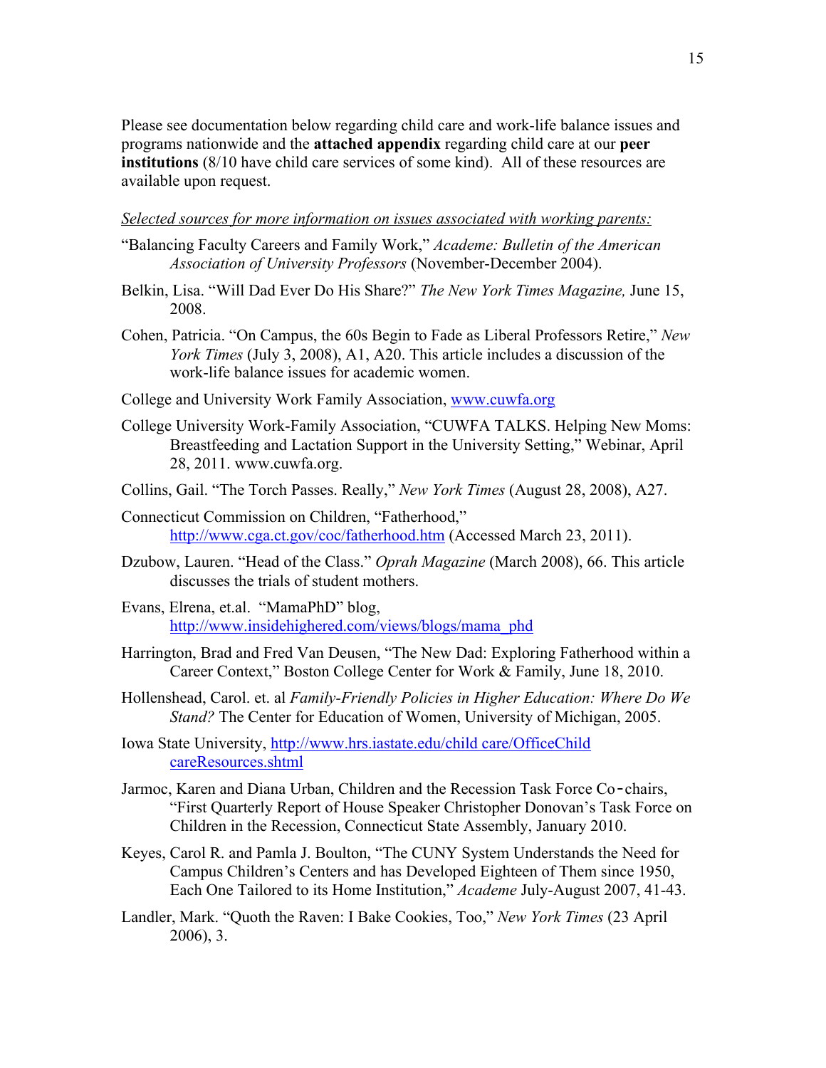Please see documentation below regarding child care and work-life balance issues and programs nationwide and the **attached appendix** regarding child care at our **peer institutions** (8/10 have child care services of some kind). All of these resources are available upon request.

*Selected sources for more information on issues associated with working parents:*

"Balancing Faculty Careers and Family Work," *Academe: Bulletin of the American Association of University Professors* (November-December 2004).

Belkin, Lisa. "Will Dad Ever Do His Share?" *The New York Times Magazine,* June 15, 2008.

Cohen, Patricia. "On Campus, the 60s Begin to Fade as Liberal Professors Retire," *New York Times* (July 3, 2008), A1, A20. This article includes a discussion of the work-life balance issues for academic women.

College and University Work Family Association, www.cuwfa.org

College University Work-Family Association, "CUWFA TALKS. Helping New Moms: Breastfeeding and Lactation Support in the University Setting," Webinar, April 28, 2011. www.cuwfa.org.

Collins, Gail. "The Torch Passes. Really," *New York Times* (August 28, 2008), A27.

Connecticut Commission on Children, "Fatherhood," http://www.cga.ct.gov/coc/fatherhood.htm (Accessed March 23, 2011).

Dzubow, Lauren. "Head of the Class." *Oprah Magazine* (March 2008), 66. This article discusses the trials of student mothers.

Evans, Elrena, et.al. "MamaPhD" blog, http://www.insidehighered.com/views/blogs/mama_phd

Harrington, Brad and Fred Van Deusen, "The New Dad: Exploring Fatherhood within a Career Context," Boston College Center for Work & Family, June 18, 2010.

Hollenshead, Carol. et. al *Family-Friendly Policies in Higher Education: Where Do We Stand?* The Center for Education of Women, University of Michigan, 2005.

Iowa State University, http://www.hrs.iastate.edu/child care/OfficeChild careResources.shtml

Jarmoc, Karen and Diana Urban, Children and the Recession Task Force Co-chairs, "First Quarterly Report of House Speaker Christopher Donovan's Task Force on Children in the Recession, Connecticut State Assembly, January 2010.

Keyes, Carol R. and Pamla J. Boulton, "The CUNY System Understands the Need for Campus Children's Centers and has Developed Eighteen of Them since 1950, Each One Tailored to its Home Institution," *Academe* July-August 2007, 41-43.

Landler, Mark. "Quoth the Raven: I Bake Cookies, Too," *New York Times* (23 April 2006), 3.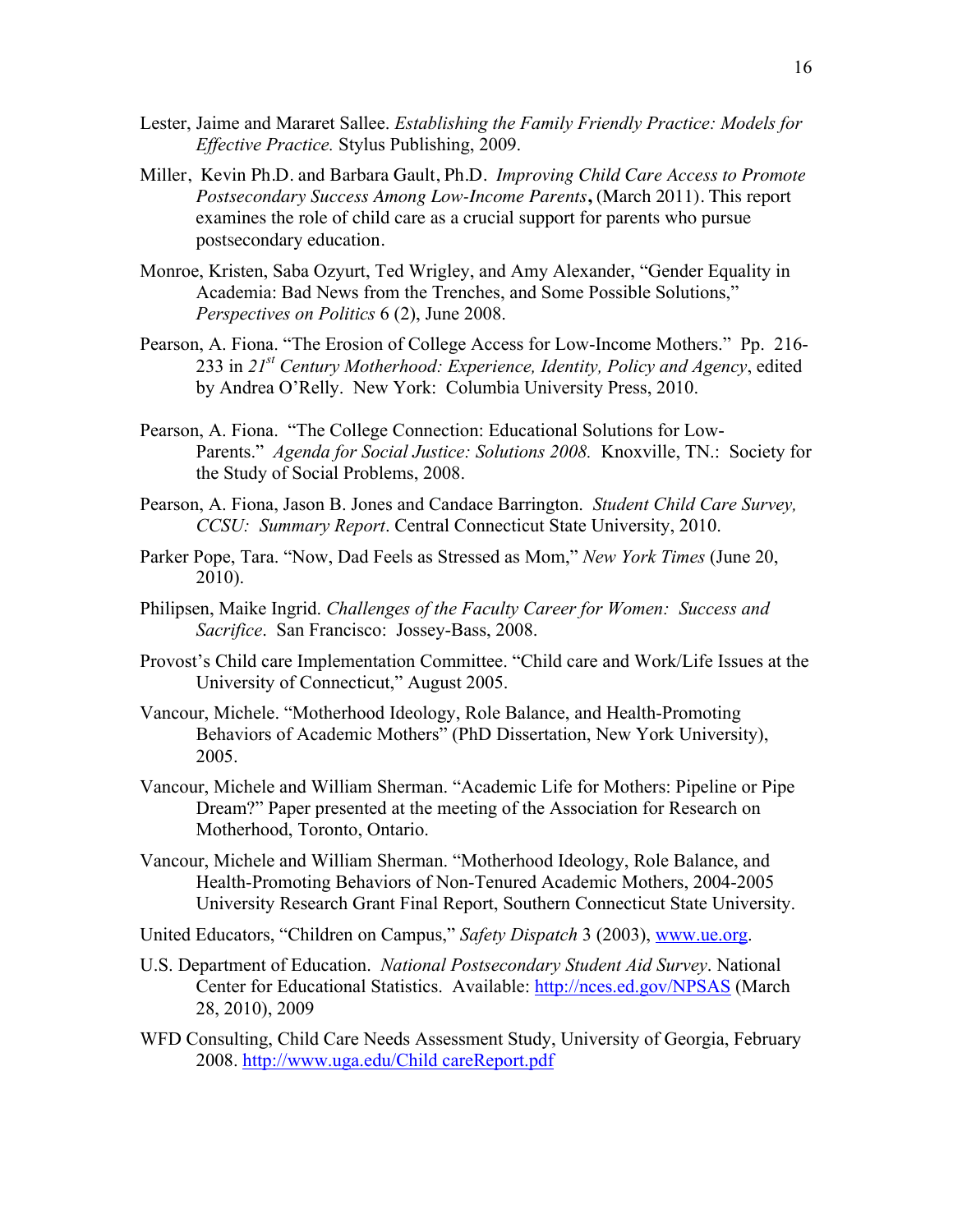Lester, Jaime and Mararet Sallee. *Establishing the Family Friendly Practice: Models for Effective Practice.* Stylus Publishing, 2009.

Miller, Kevin Ph.D. and Barbara Gault, Ph.D. *Improving Child Care Access to Promote Postsecondary Success Among Low-Income Parents***,** (March 2011). This report examines the role of child care as a crucial support for parents who pursue postsecondary education.

Monroe, Kristen, Saba Ozyurt, Ted Wrigley, and Amy Alexander, "Gender Equality in Academia: Bad News from the Trenches, and Some Possible Solutions," *Perspectives on Politics* 6 (2), June 2008.

Pearson, A. Fiona. "The Erosion of College Access for Low-Income Mothers." Pp. 216-233 in *21st Century Motherhood: Experience, Identity, Policy and Agency*, edited by Andrea O'Relly. New York: Columbia University Press, 2010.

Pearson, A. Fiona. "The College Connection: Educational Solutions for Low-Parents." *Agenda for Social Justice: Solutions 2008.* Knoxville, TN.: Society for the Study of Social Problems, 2008.

Pearson, A. Fiona, Jason B. Jones and Candace Barrington. *Student Child Care Survey, CCSU: Summary Report*. Central Connecticut State University, 2010.

Parker Pope, Tara. "Now, Dad Feels as Stressed as Mom," *New York Times* (June 20, 2010).

Philipsen, Maike Ingrid. *Challenges of the Faculty Career for Women: Success and Sacrifice*. San Francisco: Jossey-Bass, 2008.

Provost's Child care Implementation Committee. "Child care and Work/Life Issues at the University of Connecticut," August 2005.

Vancour, Michele. "Motherhood Ideology, Role Balance, and Health-Promoting Behaviors of Academic Mothers" (PhD Dissertation, New York University), 2005.

Vancour, Michele and William Sherman. "Academic Life for Mothers: Pipeline or Pipe Dream?" Paper presented at the meeting of the Association for Research on Motherhood, Toronto, Ontario.

Vancour, Michele and William Sherman. "Motherhood Ideology, Role Balance, and Health-Promoting Behaviors of Non-Tenured Academic Mothers, 2004-2005 University Research Grant Final Report, Southern Connecticut State University.

United Educators, "Children on Campus," *Safety Dispatch* 3 (2003), www.ue.org.

U.S. Department of Education. *National Postsecondary Student Aid Survey*. National Center for Educational Statistics. Available: http://nces.ed.gov/NPSAS (March 28, 2010), 2009

WFD Consulting, Child Care Needs Assessment Study, University of Georgia, February 2008. http://www.uga.edu/Child careReport.pdf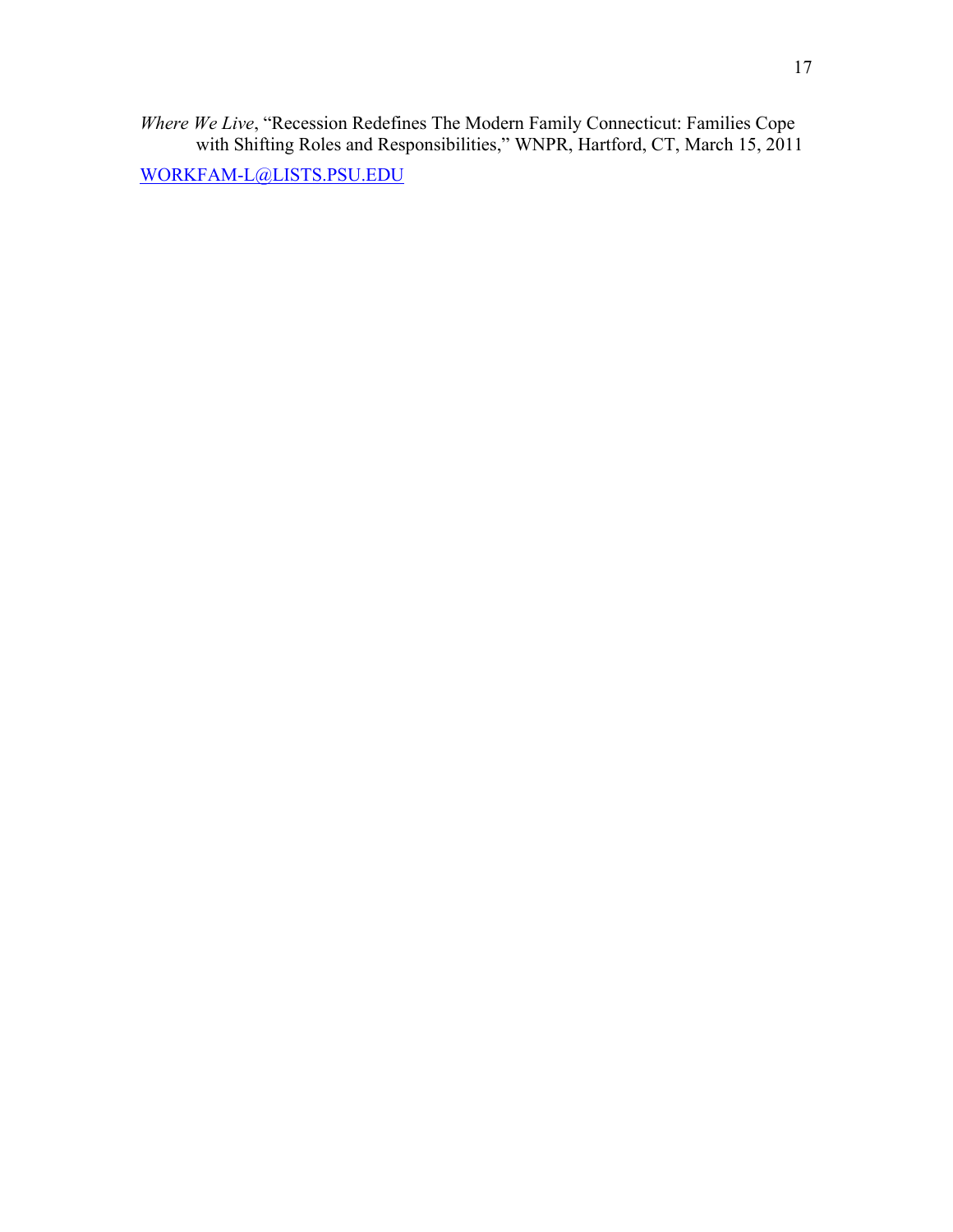*Where We Live*, "Recession Redefines The Modern Family Connecticut: Families Cope with Shifting Roles and Responsibilities," WNPR, Hartford, CT, March 15, 2011

WORKFAM-L@LISTS.PSU.EDU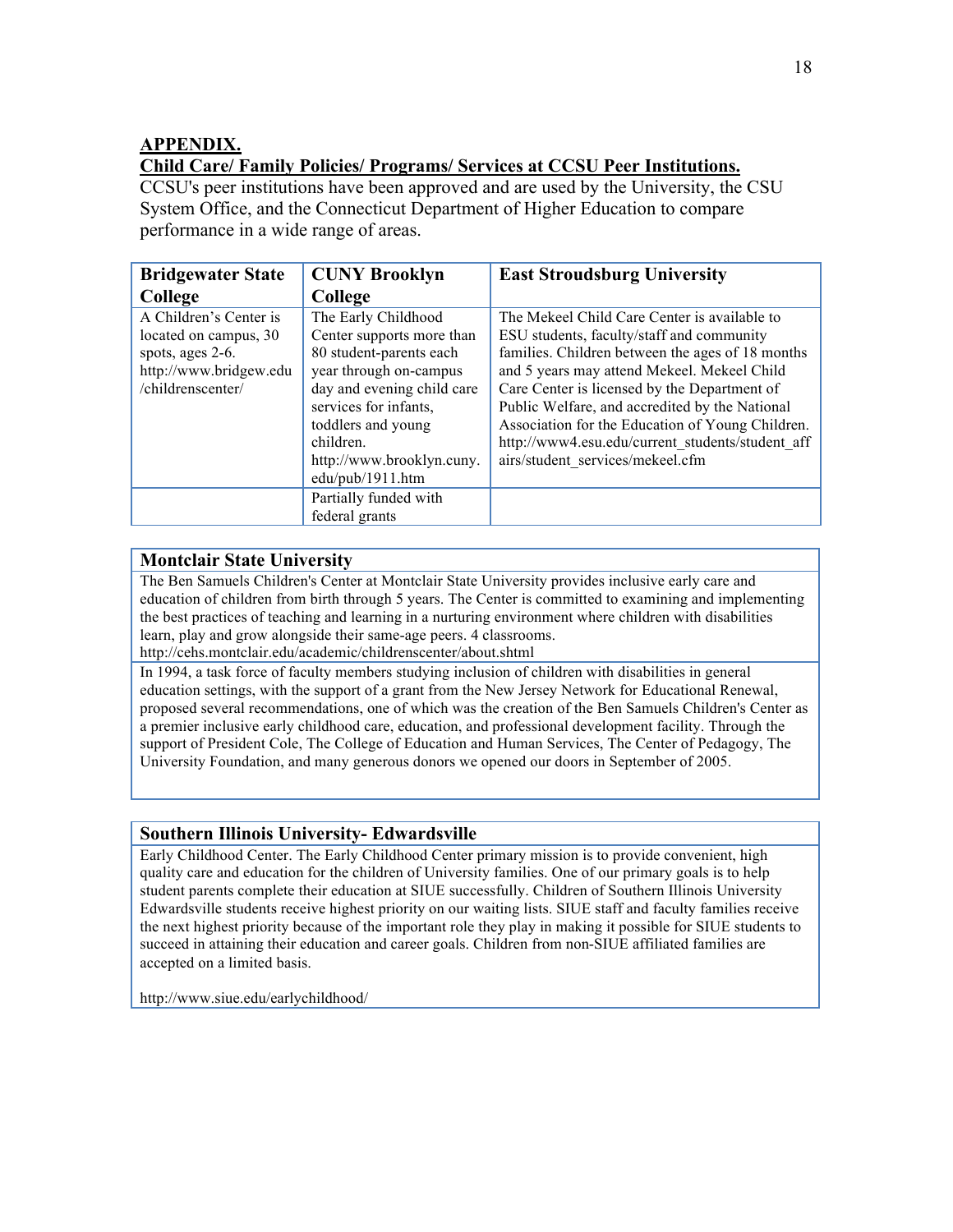**APPENDIX.**

**Child Care/ Family Policies/ Programs/ Services at CCSU Peer Institutions.**

CCSU's peer institutions have been approved and are used by the University, the CSU System Office, and the Connecticut Department of Higher Education to compare performance in a wide range of areas.

| Bridgewater State College | CUNY Brooklyn College | East Stroudsburg University |
| --- | --- | --- |
| A Children's Center is located on campus, 30 spots, ages 2-6. http://www.bridgew.edu/childrenscenter/ | The Early Childhood Center supports more than 80 student-parents each year through on-campus day and evening child care services for infants, toddlers and young children. http://www.brooklyn.cuny.edu/pub/1911.htm | The Mekeel Child Care Center is available to ESU students, faculty/staff and community families. Children between the ages of 18 months and 5 years may attend Mekeel. Mekeel Child Care Center is licensed by the Department of Public Welfare, and accredited by the National Association for the Education of Young Children. http://www4.esu.edu/current_students/student_affairs/student_services/mekeel.cfm |
| | Partially funded with federal grants | |

| Montclair State University |
| --- |
| The Ben Samuels Children's Center at Montclair State University provides inclusive early care and education of children from birth through 5 years. The Center is committed to examining and implementing the best practices of teaching and learning in a nurturing environment where children with disabilities learn, play and grow alongside their same-age peers. 4 classrooms. http://cehs.montclair.edu/academic/childrenscenter/about.shtml |
| In 1994, a task force of faculty members studying inclusion of children with disabilities in general education settings, with the support of a grant from the New Jersey Network for Educational Renewal, proposed several recommendations, one of which was the creation of the Ben Samuels Children's Center as a premier inclusive early childhood care, education, and professional development facility. Through the support of President Cole, The College of Education and Human Services, The Center of Pedagogy, The University Foundation, and many generous donors we opened our doors in September of 2005. |

| Southern Illinois University- Edwardsville |
| --- |
| Early Childhood Center. The Early Childhood Center primary mission is to provide convenient, high quality care and education for the children of University families. One of our primary goals is to help student parents complete their education at SIUE successfully. Children of Southern Illinois University Edwardsville students receive highest priority on our waiting lists. SIUE staff and faculty families receive the next highest priority because of the important role they play in making it possible for SIUE students to succeed in attaining their education and career goals. Children from non-SIUE affiliated families are accepted on a limited basis.<br><br>http://www.siue.edu/earlychildhood/ |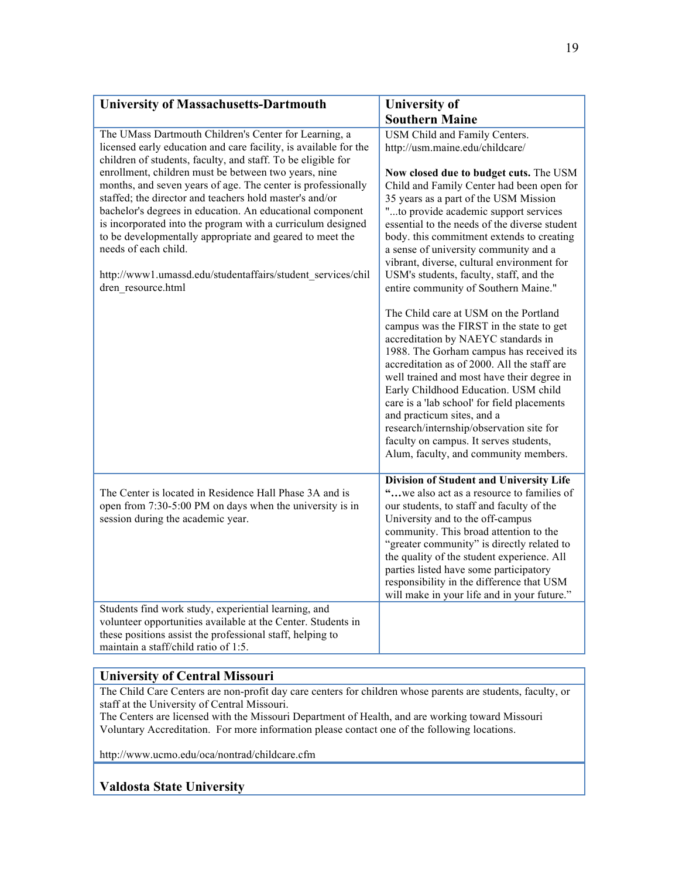| University of Massachusetts-Dartmouth | University of Southern Maine |
|---|---|
| The UMass Dartmouth Children's Center for Learning, a licensed early education and care facility, is available for the children of students, faculty, and staff. To be eligible for enrollment, children must be between two years, nine months, and seven years of age. The center is professionally staffed; the director and teachers hold master's and/or bachelor's degrees in education. An educational component is incorporated into the program with a curriculum designed to be developmentally appropriate and geared to meet the needs of each child.<br><br>http://www1.umassd.edu/studentaffairs/student_services/children_resource.html | USM Child and Family Centers. http://usm.maine.edu/childcare/<br><br>**Now closed due to budget cuts.** The USM Child and Family Center had been open for 35 years as a part of the USM Mission "...to provide academic support services essential to the needs of the diverse student body. this commitment extends to creating a sense of university community and a vibrant, diverse, cultural environment for USM's students, faculty, staff, and the entire community of Southern Maine."<br><br>The Child care at USM on the Portland campus was the FIRST in the state to get accreditation by NAEYC standards in 1988. The Gorham campus has received its accreditation as of 2000. All the staff are well trained and most have their degree in Early Childhood Education. USM child care is a 'lab school' for field placements and practicum sites, and a research/internship/observation site for faculty on campus. It serves students, Alum, faculty, and community members. |
| The Center is located in Residence Hall Phase 3A and is open from 7:30-5:00 PM on days when the university is in session during the academic year. | **Division of Student and University Life**<br>"**…**we also act as a resource to families of our students, to staff and faculty of the University and to the off-campus community. This broad attention to the "greater community" is directly related to the quality of the student experience. All parties listed have some participatory responsibility in the difference that USM will make in your life and in your future." |
| Students find work study, experiential learning, and volunteer opportunities available at the Center. Students in these positions assist the professional staff, helping to maintain a staff/child ratio of 1:5. | |

| University of Central Missouri |
|---|
| The Child Care Centers are non-profit day care centers for children whose parents are students, faculty, or staff at the University of Central Missouri.<br>The Centers are licensed with the Missouri Department of Health, and are working toward Missouri Voluntary Accreditation. For more information please contact one of the following locations.<br><br>http://www.ucmo.edu/oca/nontrad/childcare.cfm |

| Valdosta State University |
|---|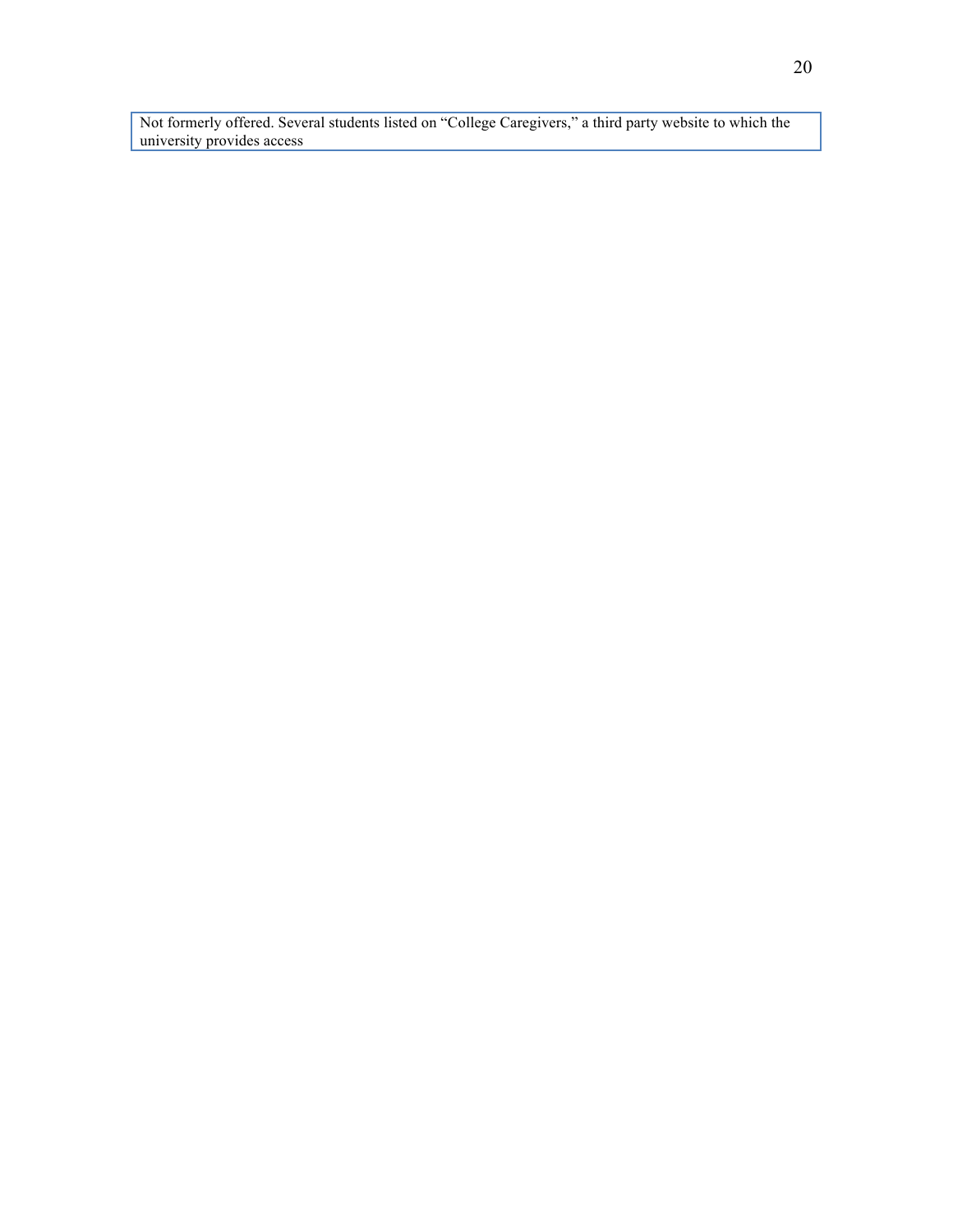Not formerly offered. Several students listed on "College Caregivers," a third party website to which the university provides access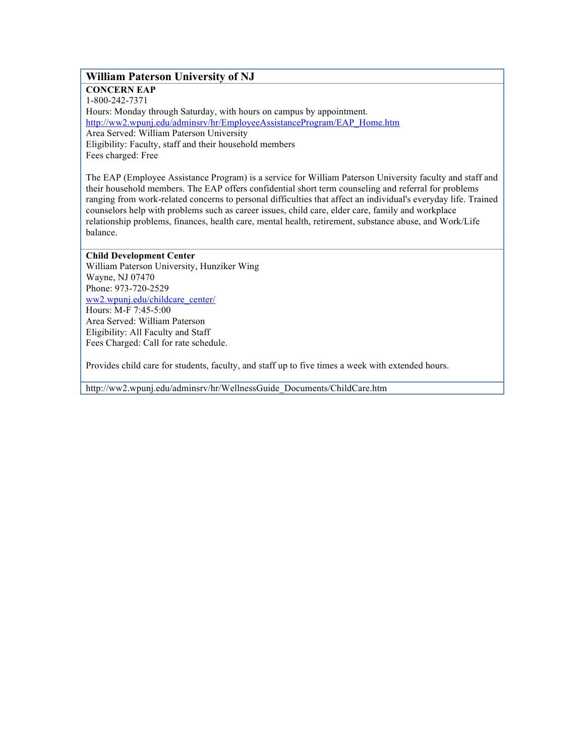## William Paterson University of NJ

**CONCERN EAP**
1-800-242-7371
Hours: Monday through Saturday, with hours on campus by appointment.
http://ww2.wpunj.edu/adminsrv/hr/EmployeeAssistanceProgram/EAP_Home.htm
Area Served: William Paterson University
Eligibility: Faculty, staff and their household members
Fees charged: Free

The EAP (Employee Assistance Program) is a service for William Paterson University faculty and staff and their household members. The EAP offers confidential short term counseling and referral for problems ranging from work-related concerns to personal difficulties that affect an individual's everyday life. Trained counselors help with problems such as career issues, child care, elder care, family and workplace relationship problems, finances, health care, mental health, retirement, substance abuse, and Work/Life balance.

**Child Development Center**
William Paterson University, Hunziker Wing
Wayne, NJ 07470
Phone: 973-720-2529
ww2.wpunj.edu/childcare_center/
Hours: M-F 7:45-5:00
Area Served: William Paterson
Eligibility: All Faculty and Staff
Fees Charged: Call for rate schedule.

Provides child care for students, faculty, and staff up to five times a week with extended hours.

http://ww2.wpunj.edu/adminsrv/hr/WellnessGuide_Documents/ChildCare.htm